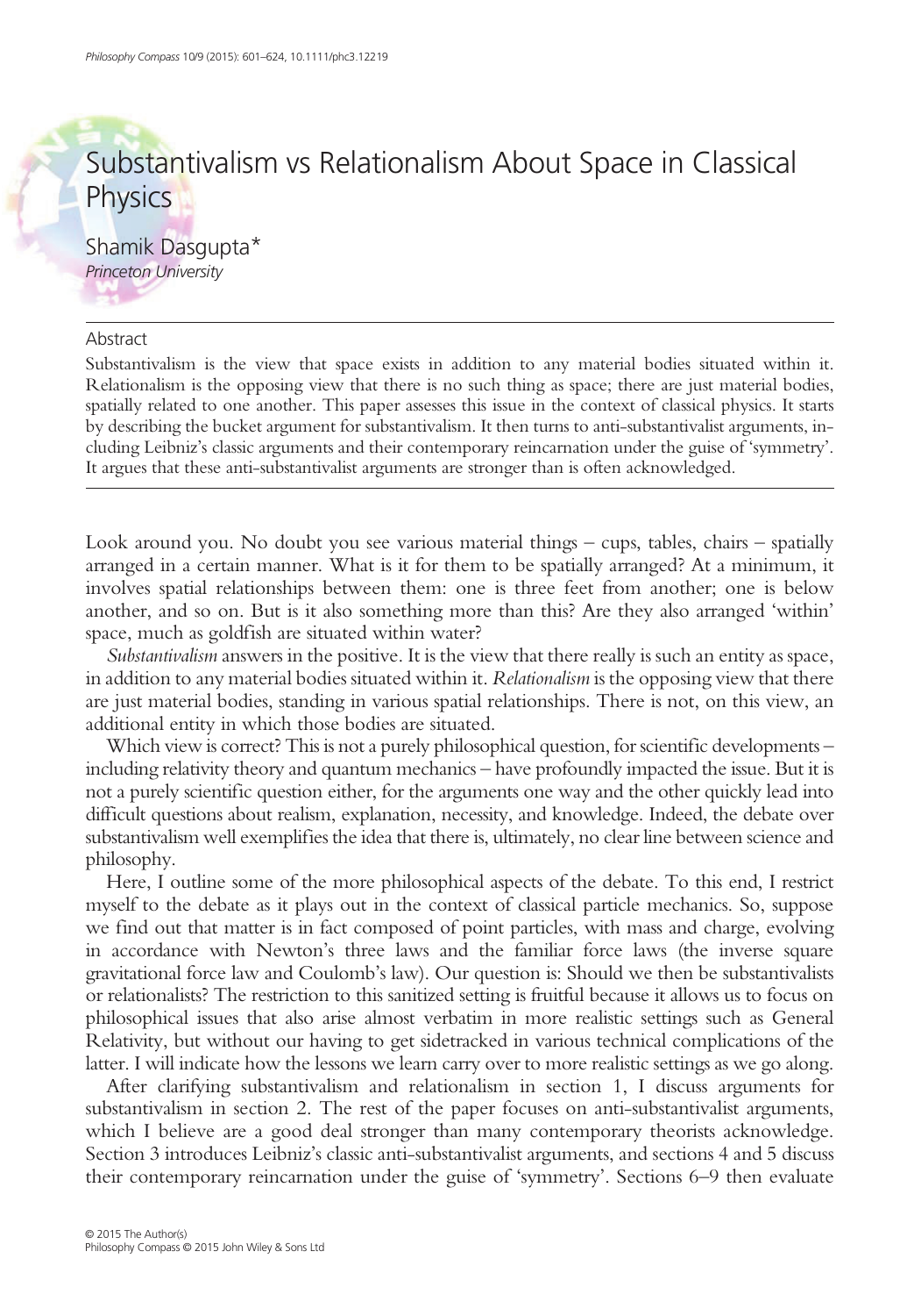# Substantivalism vs Relationalism About Space in Classical Physics

Shamik Dasgupta*
*Princeton University*

## Abstract

Substantivalism is the view that space exists in addition to any material bodies situated within it. Relationalism is the opposing view that there is no such thing as space; there are just material bodies, spatially related to one another. This paper assesses this issue in the context of classical physics. It starts by describing the bucket argument for substantivalism. It then turns to anti-substantivalist arguments, including Leibniz's classic arguments and their contemporary reincarnation under the guise of 'symmetry'. It argues that these anti-substantivalist arguments are stronger than is often acknowledged.

Look around you. No doubt you see various material things – cups, tables, chairs – spatially arranged in a certain manner. What is it for them to be spatially arranged? At a minimum, it involves spatial relationships between them: one is three feet from another; one is below another, and so on. But is it also something more than this? Are they also arranged 'within' space, much as goldfish are situated within water?

*Substantivalism* answers in the positive. It is the view that there really is such an entity as space, in addition to any material bodies situated within it. *Relationalism* is the opposing view that there are just material bodies, standing in various spatial relationships. There is not, on this view, an additional entity in which those bodies are situated.

Which view is correct? This is not a purely philosophical question, for scientific developments – including relativity theory and quantum mechanics – have profoundly impacted the issue. But it is not a purely scientific question either, for the arguments one way and the other quickly lead into difficult questions about realism, explanation, necessity, and knowledge. Indeed, the debate over substantivalism well exemplifies the idea that there is, ultimately, no clear line between science and philosophy.

Here, I outline some of the more philosophical aspects of the debate. To this end, I restrict myself to the debate as it plays out in the context of classical particle mechanics. So, suppose we find out that matter is in fact composed of point particles, with mass and charge, evolving in accordance with Newton's three laws and the familiar force laws (the inverse square gravitational force law and Coulomb's law). Our question is: Should we then be substantivalists or relationalists? The restriction to this sanitized setting is fruitful because it allows us to focus on philosophical issues that also arise almost verbatim in more realistic settings such as General Relativity, but without our having to get sidetracked in various technical complications of the latter. I will indicate how the lessons we learn carry over to more realistic settings as we go along.

After clarifying substantivalism and relationalism in section 1, I discuss arguments for substantivalism in section 2. The rest of the paper focuses on anti-substantivalist arguments, which I believe are a good deal stronger than many contemporary theorists acknowledge. Section 3 introduces Leibniz's classic anti-substantivalist arguments, and sections 4 and 5 discuss their contemporary reincarnation under the guise of 'symmetry'. Sections 6–9 then evaluate

© 2015 The Author(s)
Philosophy Compass © 2015 John Wiley & Sons Ltd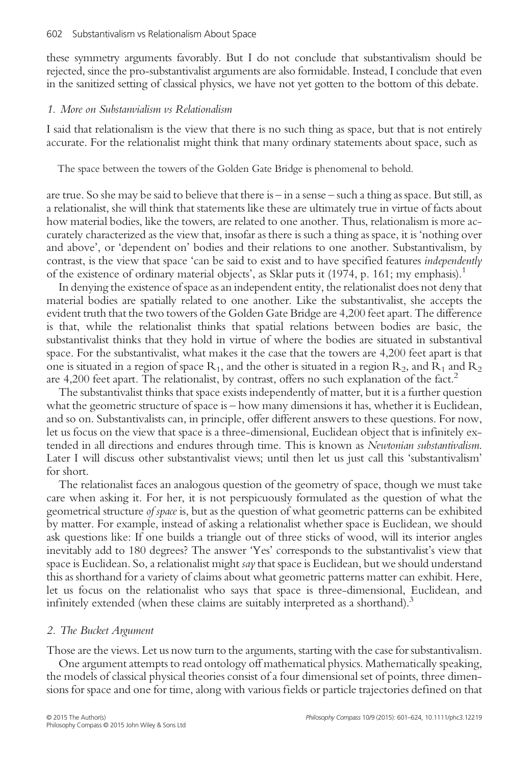these symmetry arguments favorably. But I do not conclude that substantivalism should be rejected, since the pro-substantivalist arguments are also formidable. Instead, I conclude that even in the sanitized setting of classical physics, we have not yet gotten to the bottom of this debate.

## *1. More on Substanvialism vs Relationalism*

I said that relationalism is the view that there is no such thing as space, but that is not entirely accurate. For the relationalist might think that many ordinary statements about space, such as

> The space between the towers of the Golden Gate Bridge is phenomenal to behold.

are true. So she may be said to believe that there is – in a sense – such a thing as space. But still, as a relationalist, she will think that statements like these are ultimately true in virtue of facts about how material bodies, like the towers, are related to one another. Thus, relationalism is more accurately characterized as the view that, insofar as there is such a thing as space, it is 'nothing over and above', or 'dependent on' bodies and their relations to one another. Substantivalism, by contrast, is the view that space 'can be said to exist and to have specified features *independently* of the existence of ordinary material objects', as Sklar puts it (1974, p. 161; my emphasis).[1]

In denying the existence of space as an independent entity, the relationalist does not deny that material bodies are spatially related to one another. Like the substantivalist, she accepts the evident truth that the two towers of the Golden Gate Bridge are 4,200 feet apart. The difference is that, while the relationalist thinks that spatial relations between bodies are basic, the substantivalist thinks that they hold in virtue of where the bodies are situated in substantival space. For the substantivalist, what makes it the case that the towers are 4,200 feet apart is that one is situated in a region of space $R_1$, and the other is situated in a region $R_2$, and $R_1$ and $R_2$ are 4,200 feet apart. The relationalist, by contrast, offers no such explanation of the fact.[2]

The substantivalist thinks that space exists independently of matter, but it is a further question what the geometric structure of space is – how many dimensions it has, whether it is Euclidean, and so on. Substantivalists can, in principle, offer different answers to these questions. For now, let us focus on the view that space is a three-dimensional, Euclidean object that is infinitely extended in all directions and endures through time. This is known as *Newtonian substantivalism*. Later I will discuss other substantivalist views; until then let us just call this 'substantivalism' for short.

The relationalist faces an analogous question of the geometry of space, though we must take care when asking it. For her, it is not perspicuously formulated as the question of what the geometrical structure *of space* is, but as the question of what geometric patterns can be exhibited by matter. For example, instead of asking a relationalist whether space is Euclidean, we should ask questions like: If one builds a triangle out of three sticks of wood, will its interior angles inevitably add to 180 degrees? The answer 'Yes' corresponds to the substantivalist's view that space is Euclidean. So, a relationalist might *say* that space is Euclidean, but we should understand this as shorthand for a variety of claims about what geometric patterns matter can exhibit. Here, let us focus on the relationalist who says that space is three-dimensional, Euclidean, and infinitely extended (when these claims are suitably interpreted as a shorthand).[3]

## *2. The Bucket Argument*

Those are the views. Let us now turn to the arguments, starting with the case for substantivalism.

One argument attempts to read ontology off mathematical physics. Mathematically speaking, the models of classical physical theories consist of a four dimensional set of points, three dimensions for space and one for time, along with various fields or particle trajectories defined on that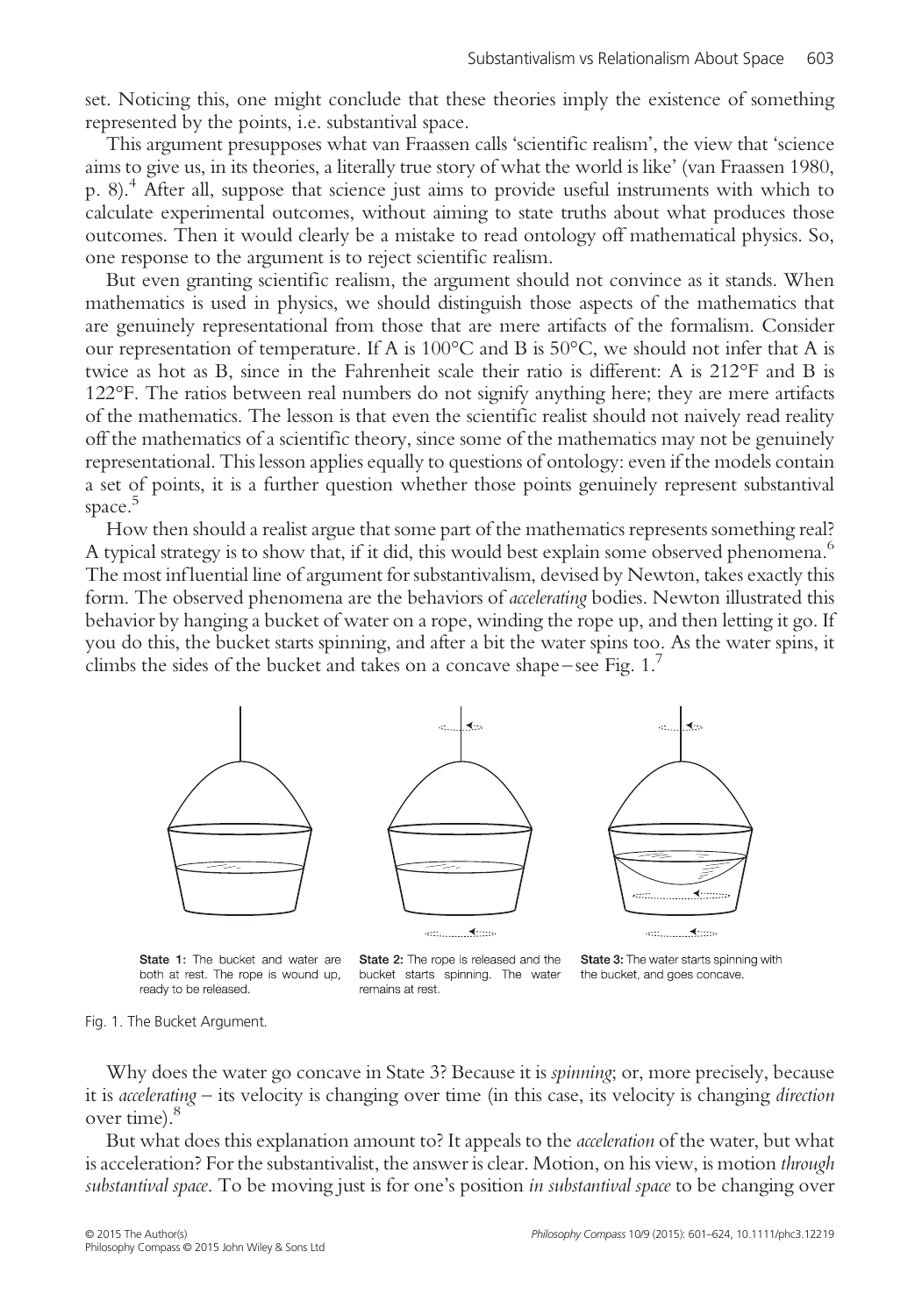set. Noticing this, one might conclude that these theories imply the existence of something represented by the points, i.e. substantival space.

This argument presupposes what van Fraassen calls 'scientific realism', the view that 'science aims to give us, in its theories, a literally true story of what the world is like' (van Fraassen 1980, p. 8).[4] After all, suppose that science just aims to provide useful instruments with which to calculate experimental outcomes, without aiming to state truths about what produces those outcomes. Then it would clearly be a mistake to read ontology off mathematical physics. So, one response to the argument is to reject scientific realism.

But even granting scientific realism, the argument should not convince as it stands. When mathematics is used in physics, we should distinguish those aspects of the mathematics that are genuinely representational from those that are mere artifacts of the formalism. Consider our representation of temperature. If A is 100°C and B is 50°C, we should not infer that A is twice as hot as B, since in the Fahrenheit scale their ratio is different: A is 212°F and B is 122°F. The ratios between real numbers do not signify anything here; they are mere artifacts of the mathematics. The lesson is that even the scientific realist should not naively read reality off the mathematics of a scientific theory, since some of the mathematics may not be genuinely representational. This lesson applies equally to questions of ontology: even if the models contain a set of points, it is a further question whether those points genuinely represent substantival space.[5]

How then should a realist argue that some part of the mathematics represents something real? A typical strategy is to show that, if it did, this would best explain some observed phenomena.[6] The most influential line of argument for substantivalism, devised by Newton, takes exactly this form. The observed phenomena are the behaviors of *accelerating* bodies. Newton illustrated this behavior by hanging a bucket of water on a rope, winding the rope up, and then letting it go. If you do this, the bucket starts spinning, and after a bit the water spins too. As the water spins, it climbs the sides of the bucket and takes on a concave shape – see Fig. 1.[7]

**State 1:** The bucket and water are both at rest. The rope is wound up, ready to be released.

**State 2:** The rope is released and the bucket starts spinning. The water remains at rest.

**State 3:** The water starts spinning with the bucket, and goes concave.

Fig. 1. The Bucket Argument.

Why does the water go concave in State 3? Because it is *spinning*; or, more precisely, because it is *accelerating* – its velocity is changing over time (in this case, its velocity is changing *direction* over time).[8]

But what does this explanation amount to? It appeals to the *acceleration* of the water, but what is acceleration? For the substantivalist, the answer is clear. Motion, on his view, is motion *through substantival space*. To be moving just is for one's position *in substantival space* to be changing over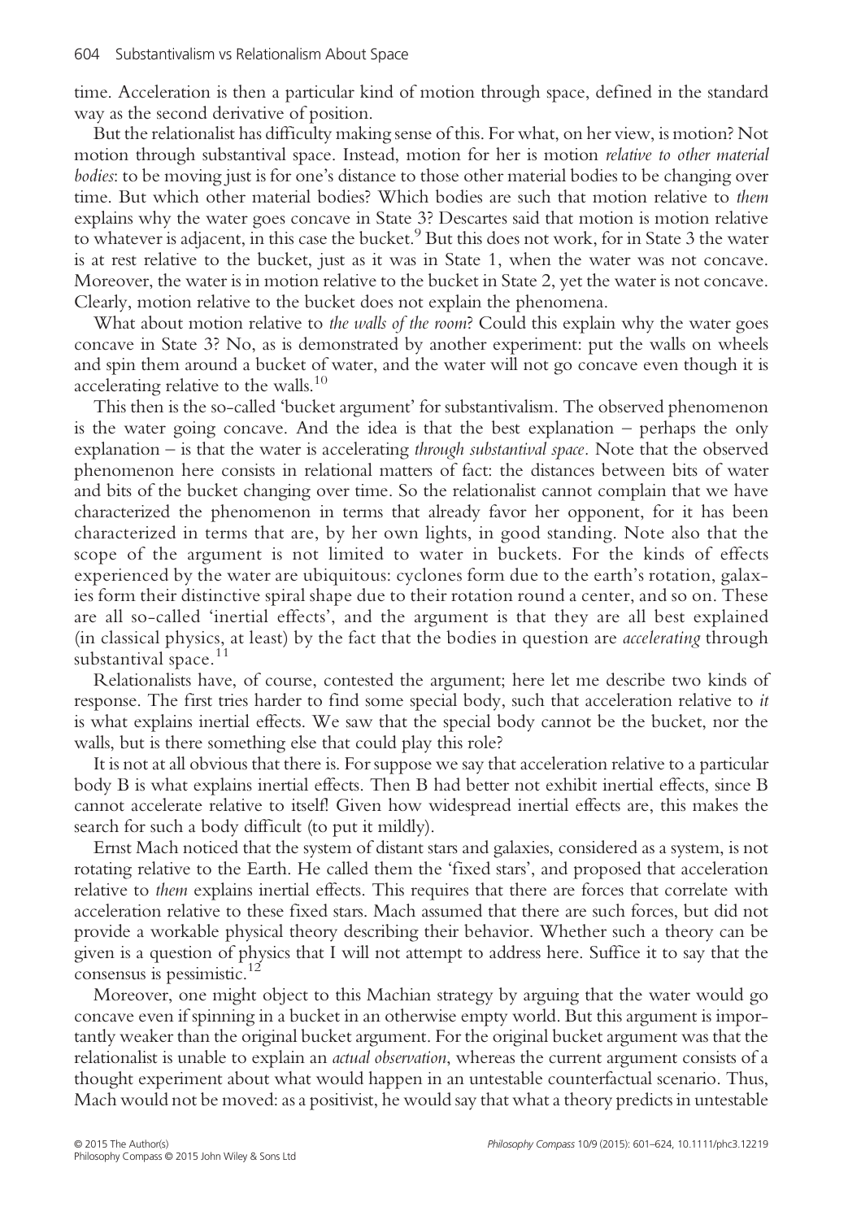time. Acceleration is then a particular kind of motion through space, defined in the standard way as the second derivative of position.

But the relationalist has difficulty making sense of this. For what, on her view, is motion? Not motion through substantival space. Instead, motion for her is motion *relative to other material bodies*: to be moving just is for one's distance to those other material bodies to be changing over time. But which other material bodies? Which bodies are such that motion relative to *them* explains why the water goes concave in State 3? Descartes said that motion is motion relative to whatever is adjacent, in this case the bucket.[9] But this does not work, for in State 3 the water is at rest relative to the bucket, just as it was in State 1, when the water was not concave. Moreover, the water is in motion relative to the bucket in State 2, yet the water is not concave. Clearly, motion relative to the bucket does not explain the phenomena.

What about motion relative to *the walls of the room*? Could this explain why the water goes concave in State 3? No, as is demonstrated by another experiment: put the walls on wheels and spin them around a bucket of water, and the water will not go concave even though it is accelerating relative to the walls.[10]

This then is the so-called 'bucket argument' for substantivalism. The observed phenomenon is the water going concave. And the idea is that the best explanation – perhaps the only explanation – is that the water is accelerating *through substantival space*. Note that the observed phenomenon here consists in relational matters of fact: the distances between bits of water and bits of the bucket changing over time. So the relationalist cannot complain that we have characterized the phenomenon in terms that already favor her opponent, for it has been characterized in terms that are, by her own lights, in good standing. Note also that the scope of the argument is not limited to water in buckets. For the kinds of effects experienced by the water are ubiquitous: cyclones form due to the earth's rotation, galaxies form their distinctive spiral shape due to their rotation round a center, and so on. These are all so-called 'inertial effects', and the argument is that they are all best explained (in classical physics, at least) by the fact that the bodies in question are *accelerating* through substantival space.[11]

Relationalists have, of course, contested the argument; here let me describe two kinds of response. The first tries harder to find some special body, such that acceleration relative to *it* is what explains inertial effects. We saw that the special body cannot be the bucket, nor the walls, but is there something else that could play this role?

It is not at all obvious that there is. For suppose we say that acceleration relative to a particular body B is what explains inertial effects. Then B had better not exhibit inertial effects, since B cannot accelerate relative to itself! Given how widespread inertial effects are, this makes the search for such a body difficult (to put it mildly).

Ernst Mach noticed that the system of distant stars and galaxies, considered as a system, is not rotating relative to the Earth. He called them the 'fixed stars', and proposed that acceleration relative to *them* explains inertial effects. This requires that there are forces that correlate with acceleration relative to these fixed stars. Mach assumed that there are such forces, but did not provide a workable physical theory describing their behavior. Whether such a theory can be given is a question of physics that I will not attempt to address here. Suffice it to say that the consensus is pessimistic.[12]

Moreover, one might object to this Machian strategy by arguing that the water would go concave even if spinning in a bucket in an otherwise empty world. But this argument is importantly weaker than the original bucket argument. For the original bucket argument was that the relationalist is unable to explain an *actual observation*, whereas the current argument consists of a thought experiment about what would happen in an untestable counterfactual scenario. Thus, Mach would not be moved: as a positivist, he would say that what a theory predicts in untestable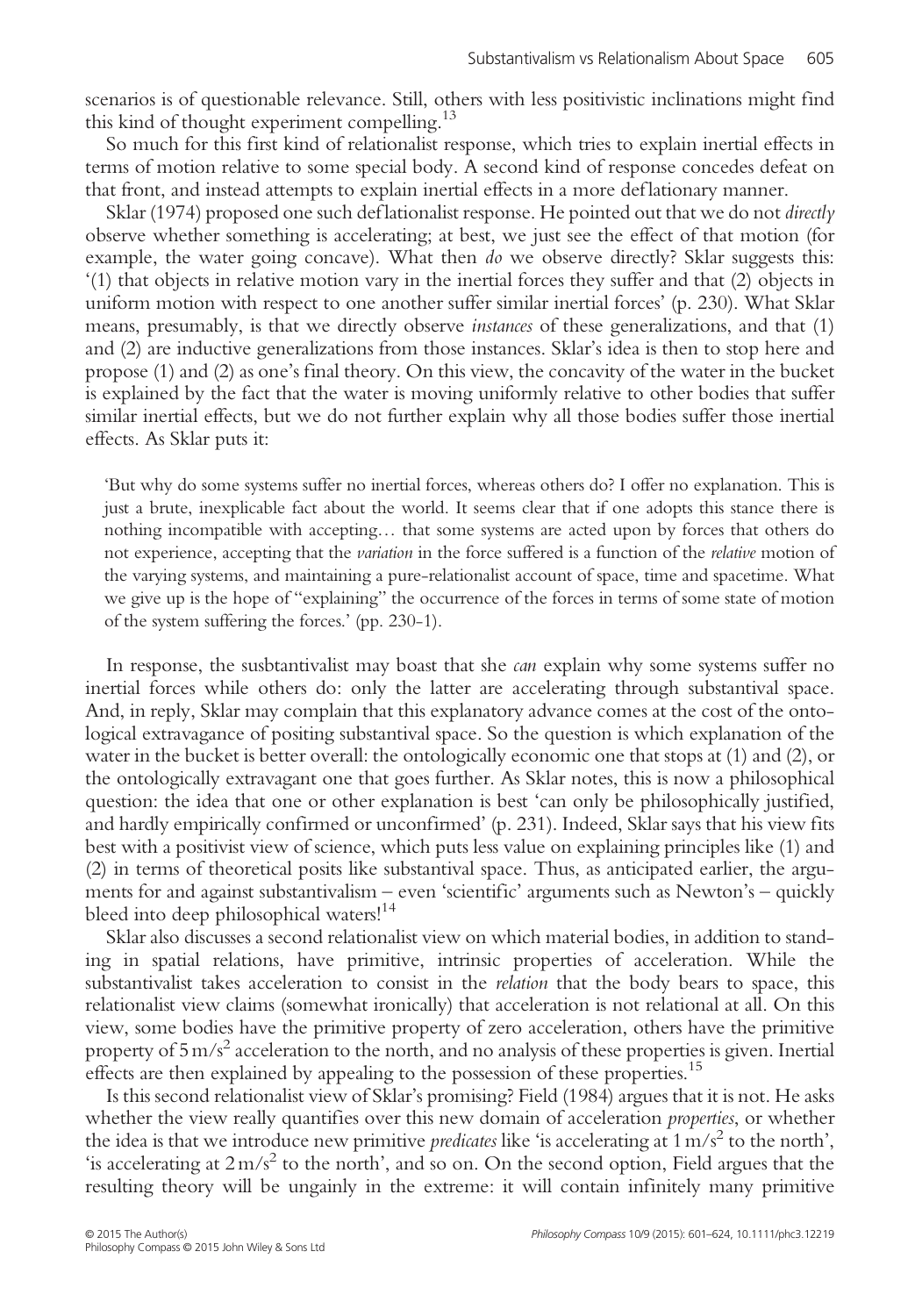scenarios is of questionable relevance. Still, others with less positivistic inclinations might find this kind of thought experiment compelling.[13]

So much for this first kind of relationalist response, which tries to explain inertial effects in terms of motion relative to some special body. A second kind of response concedes defeat on that front, and instead attempts to explain inertial effects in a more deflationary manner.

Sklar (1974) proposed one such deflationalist response. He pointed out that we do not *directly* observe whether something is accelerating; at best, we just see the effect of that motion (for example, the water going concave). What then *do* we observe directly? Sklar suggests this: '(1) that objects in relative motion vary in the inertial forces they suffer and that (2) objects in uniform motion with respect to one another suffer similar inertial forces' (p. 230). What Sklar means, presumably, is that we directly observe *instances* of these generalizations, and that (1) and (2) are inductive generalizations from those instances. Sklar's idea is then to stop here and propose (1) and (2) as one's final theory. On this view, the concavity of the water in the bucket is explained by the fact that the water is moving uniformly relative to other bodies that suffer similar inertial effects, but we do not further explain why all those bodies suffer those inertial effects. As Sklar puts it:

> 'But why do some systems suffer no inertial forces, whereas others do? I offer no explanation. This is just a brute, inexplicable fact about the world. It seems clear that if one adopts this stance there is nothing incompatible with accepting… that some systems are acted upon by forces that others do not experience, accepting that the *variation* in the force suffered is a function of the *relative* motion of the varying systems, and maintaining a pure-relationalist account of space, time and spacetime. What we give up is the hope of "explaining" the occurrence of the forces in terms of some state of motion of the system suffering the forces.' (pp. 230-1).

In response, the susbtantivalist may boast that she *can* explain why some systems suffer no inertial forces while others do: only the latter are accelerating through substantival space. And, in reply, Sklar may complain that this explanatory advance comes at the cost of the ontological extravagance of positing substantival space. So the question is which explanation of the water in the bucket is better overall: the ontologically economic one that stops at (1) and (2), or the ontologically extravagant one that goes further. As Sklar notes, this is now a philosophical question: the idea that one or other explanation is best 'can only be philosophically justified, and hardly empirically confirmed or unconfirmed' (p. 231). Indeed, Sklar says that his view fits best with a positivist view of science, which puts less value on explaining principles like (1) and (2) in terms of theoretical posits like substantival space. Thus, as anticipated earlier, the arguments for and against substantivalism – even 'scientific' arguments such as Newton's – quickly bleed into deep philosophical waters![14]

Sklar also discusses a second relationalist view on which material bodies, in addition to standing in spatial relations, have primitive, intrinsic properties of acceleration. While the substantivalist takes acceleration to consist in the *relation* that the body bears to space, this relationalist view claims (somewhat ironically) that acceleration is not relational at all. On this view, some bodies have the primitive property of zero acceleration, others have the primitive property of $5\,m/s^2$ acceleration to the north, and no analysis of these properties is given. Inertial effects are then explained by appealing to the possession of these properties.[15]

Is this second relationalist view of Sklar's promising? Field (1984) argues that it is not. He asks whether the view really quantifies over this new domain of acceleration *properties*, or whether the idea is that we introduce new primitive *predicates* like 'is accelerating at $1\,m/s^2$ to the north', 'is accelerating at $2\,m/s^2$ to the north', and so on. On the second option, Field argues that the resulting theory will be ungainly in the extreme: it will contain infinitely many primitive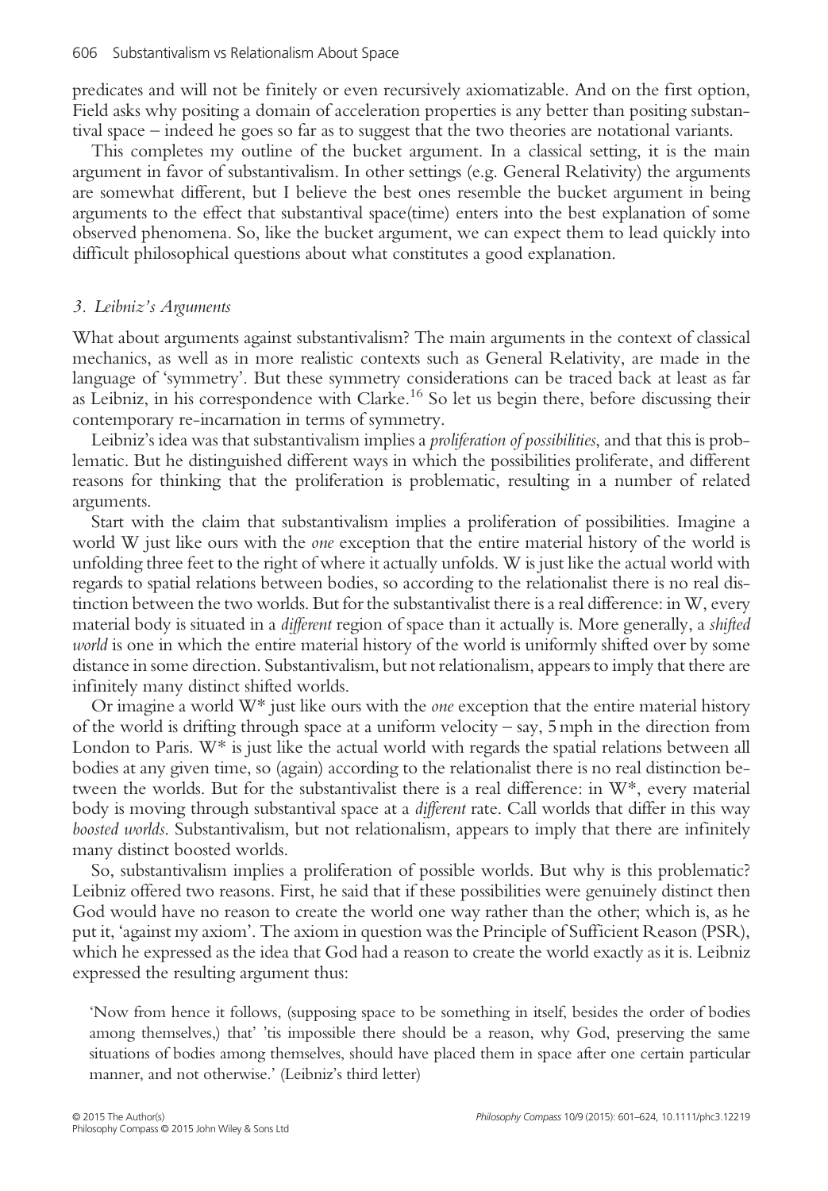predicates and will not be finitely or even recursively axiomatizable. And on the first option, Field asks why positing a domain of acceleration properties is any better than positing substantival space – indeed he goes so far as to suggest that the two theories are notational variants.

This completes my outline of the bucket argument. In a classical setting, it is the main argument in favor of substantivalism. In other settings (e.g. General Relativity) the arguments are somewhat different, but I believe the best ones resemble the bucket argument in being arguments to the effect that substantival space(time) enters into the best explanation of some observed phenomena. So, like the bucket argument, we can expect them to lead quickly into difficult philosophical questions about what constitutes a good explanation.

### *3. Leibniz's Arguments*

What about arguments against substantivalism? The main arguments in the context of classical mechanics, as well as in more realistic contexts such as General Relativity, are made in the language of 'symmetry'. But these symmetry considerations can be traced back at least as far as Leibniz, in his correspondence with Clarke.[16] So let us begin there, before discussing their contemporary re-incarnation in terms of symmetry.

Leibniz's idea was that substantivalism implies a *proliferation of possibilities*, and that this is problematic. But he distinguished different ways in which the possibilities proliferate, and different reasons for thinking that the proliferation is problematic, resulting in a number of related arguments.

Start with the claim that substantivalism implies a proliferation of possibilities. Imagine a world W just like ours with the *one* exception that the entire material history of the world is unfolding three feet to the right of where it actually unfolds. W is just like the actual world with regards to spatial relations between bodies, so according to the relationalist there is no real distinction between the two worlds. But for the substantivalist there is a real difference: in W, every material body is situated in a *different* region of space than it actually is. More generally, a *shifted world* is one in which the entire material history of the world is uniformly shifted over by some distance in some direction. Substantivalism, but not relationalism, appears to imply that there are infinitely many distinct shifted worlds.

Or imagine a world W* just like ours with the *one* exception that the entire material history of the world is drifting through space at a uniform velocity – say, 5 mph in the direction from London to Paris. W* is just like the actual world with regards the spatial relations between all bodies at any given time, so (again) according to the relationalist there is no real distinction between the worlds. But for the substantivalist there is a real difference: in W*, every material body is moving through substantival space at a *different* rate. Call worlds that differ in this way *boosted worlds*. Substantivalism, but not relationalism, appears to imply that there are infinitely many distinct boosted worlds.

So, substantivalism implies a proliferation of possible worlds. But why is this problematic? Leibniz offered two reasons. First, he said that if these possibilities were genuinely distinct then God would have no reason to create the world one way rather than the other; which is, as he put it, 'against my axiom'. The axiom in question was the Principle of Sufficient Reason (PSR), which he expressed as the idea that God had a reason to create the world exactly as it is. Leibniz expressed the resulting argument thus:

> 'Now from hence it follows, (supposing space to be something in itself, besides the order of bodies among themselves,) that' 'tis impossible there should be a reason, why God, preserving the same situations of bodies among themselves, should have placed them in space after one certain particular manner, and not otherwise.' (Leibniz's third letter)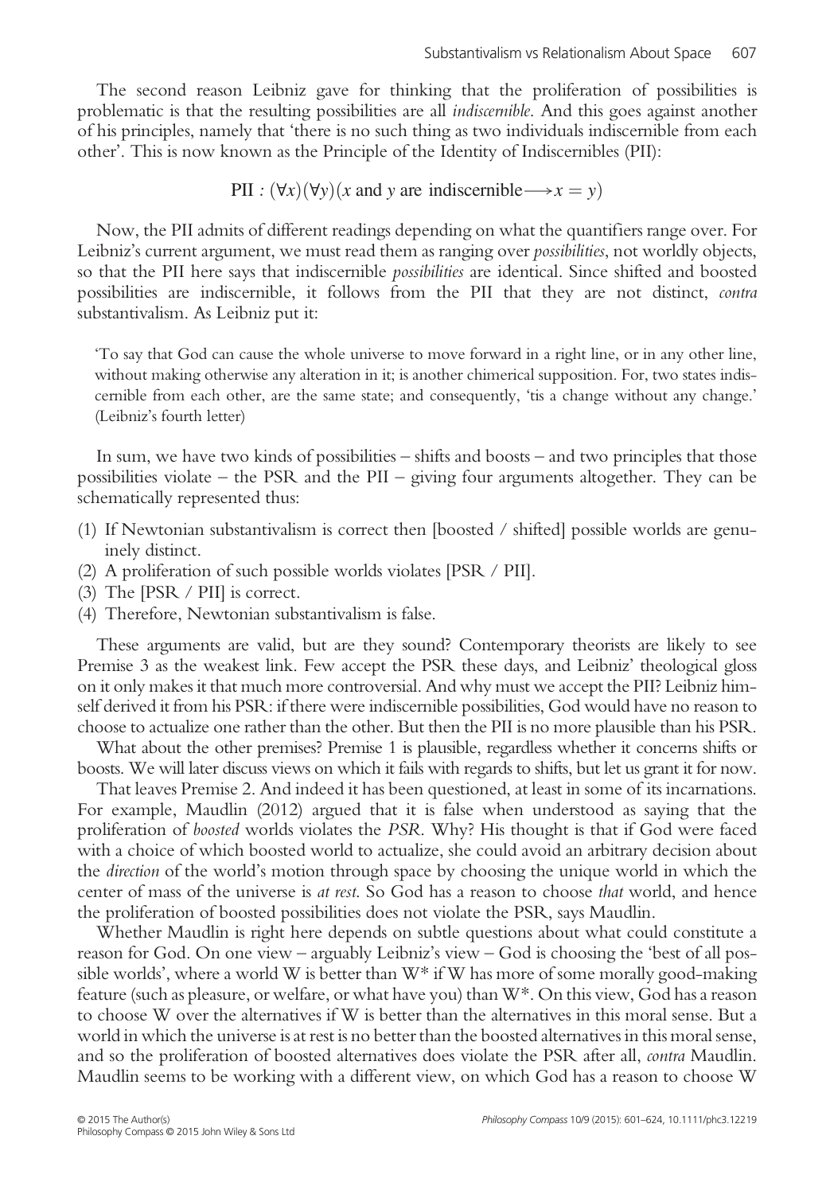The second reason Leibniz gave for thinking that the proliferation of possibilities is problematic is that the resulting possibilities are all *indiscernible*. And this goes against another of his principles, namely that 'there is no such thing as two individuals indiscernible from each other'. This is now known as the Principle of the Identity of Indiscernibles (PII):

$$\text{PII} : (\forall x)(\forall y)(x \text{ and } y \text{ are indiscernible} \longrightarrow x = y)$$

Now, the PII admits of different readings depending on what the quantifiers range over. For Leibniz's current argument, we must read them as ranging over *possibilities*, not worldly objects, so that the PII here says that indiscernible *possibilities* are identical. Since shifted and boosted possibilities are indiscernible, it follows from the PII that they are not distinct, *contra* substantivalism. As Leibniz put it:

> 'To say that God can cause the whole universe to move forward in a right line, or in any other line, without making otherwise any alteration in it; is another chimerical supposition. For, two states indiscernible from each other, are the same state; and consequently, 'tis a change without any change.' (Leibniz's fourth letter)

In sum, we have two kinds of possibilities – shifts and boosts – and two principles that those possibilities violate – the PSR and the PII – giving four arguments altogether. They can be schematically represented thus:

(1) If Newtonian substantivalism is correct then [boosted / shifted] possible worlds are genuinely distinct.
(2) A proliferation of such possible worlds violates [PSR / PII].
(3) The [PSR / PII] is correct.
(4) Therefore, Newtonian substantivalism is false.

These arguments are valid, but are they sound? Contemporary theorists are likely to see Premise 3 as the weakest link. Few accept the PSR these days, and Leibniz' theological gloss on it only makes it that much more controversial. And why must we accept the PII? Leibniz himself derived it from his PSR: if there were indiscernible possibilities, God would have no reason to choose to actualize one rather than the other. But then the PII is no more plausible than his PSR.

What about the other premises? Premise 1 is plausible, regardless whether it concerns shifts or boosts. We will later discuss views on which it fails with regards to shifts, but let us grant it for now.

That leaves Premise 2. And indeed it has been questioned, at least in some of its incarnations. For example, Maudlin (2012) argued that it is false when understood as saying that the proliferation of *boosted* worlds violates the *PSR*. Why? His thought is that if God were faced with a choice of which boosted world to actualize, she could avoid an arbitrary decision about the *direction* of the world's motion through space by choosing the unique world in which the center of mass of the universe is *at rest*. So God has a reason to choose *that* world, and hence the proliferation of boosted possibilities does not violate the PSR, says Maudlin.

Whether Maudlin is right here depends on subtle questions about what could constitute a reason for God. On one view – arguably Leibniz's view – God is choosing the 'best of all possible worlds', where a world W is better than W* if W has more of some morally good-making feature (such as pleasure, or welfare, or what have you) than W*. On this view, God has a reason to choose W over the alternatives if W is better than the alternatives in this moral sense. But a world in which the universe is at rest is no better than the boosted alternatives in this moral sense, and so the proliferation of boosted alternatives does violate the PSR after all, *contra* Maudlin. Maudlin seems to be working with a different view, on which God has a reason to choose W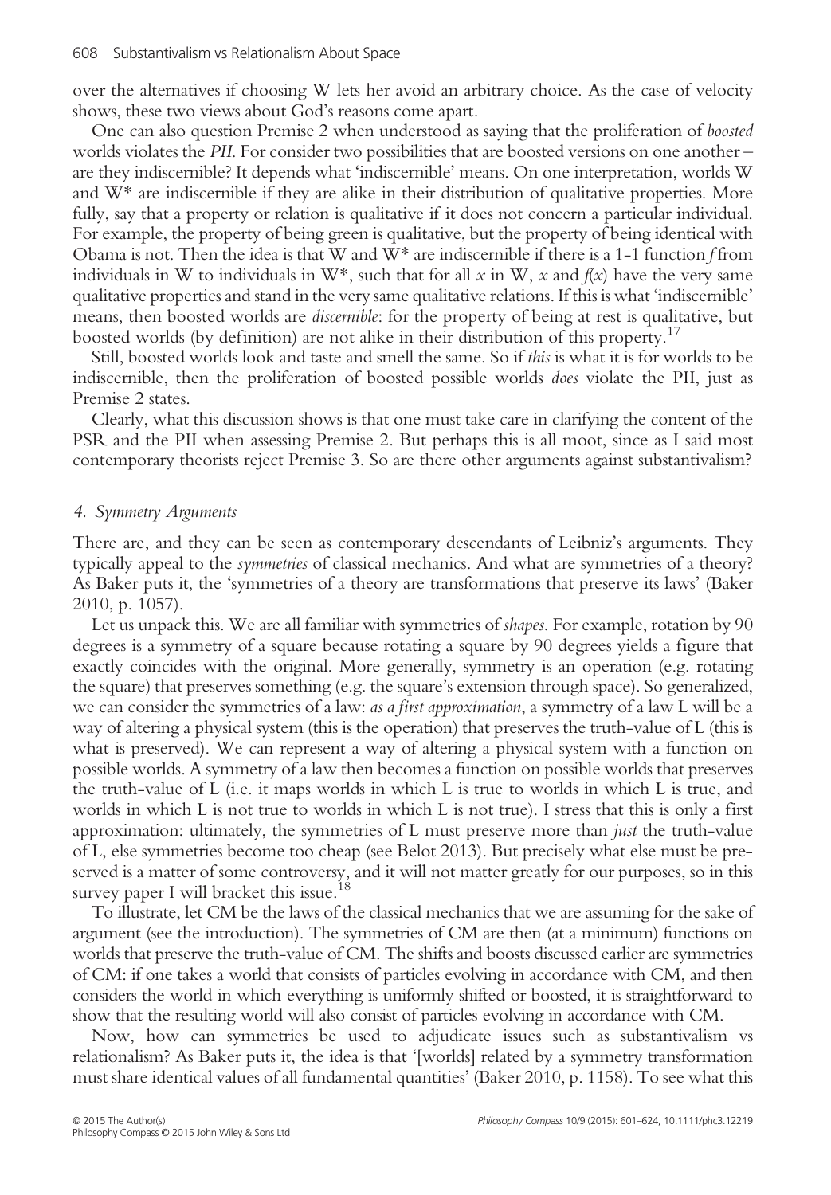over the alternatives if choosing W lets her avoid an arbitrary choice. As the case of velocity shows, these two views about God's reasons come apart.

One can also question Premise 2 when understood as saying that the proliferation of *boosted* worlds violates the *PII*. For consider two possibilities that are boosted versions on one another – are they indiscernible? It depends what 'indiscernible' means. On one interpretation, worlds W and W* are indiscernible if they are alike in their distribution of qualitative properties. More fully, say that a property or relation is qualitative if it does not concern a particular individual. For example, the property of being green is qualitative, but the property of being identical with Obama is not. Then the idea is that W and W* are indiscernible if there is a 1-1 function $f$ from individuals in W to individuals in W*, such that for all $x$ in W, $x$ and $f(x)$ have the very same qualitative properties and stand in the very same qualitative relations. If this is what 'indiscernible' means, then boosted worlds are *discernible*: for the property of being at rest is qualitative, but boosted worlds (by definition) are not alike in their distribution of this property.[17]

Still, boosted worlds look and taste and smell the same. So if *this* is what it is for worlds to be indiscernible, then the proliferation of boosted possible worlds *does* violate the PII, just as Premise 2 states.

Clearly, what this discussion shows is that one must take care in clarifying the content of the PSR and the PII when assessing Premise 2. But perhaps this is all moot, since as I said most contemporary theorists reject Premise 3. So are there other arguments against substantivalism?

## 4. Symmetry Arguments

There are, and they can be seen as contemporary descendants of Leibniz's arguments. They typically appeal to the *symmetries* of classical mechanics. And what are symmetries of a theory? As Baker puts it, the 'symmetries of a theory are transformations that preserve its laws' (Baker 2010, p. 1057).

Let us unpack this. We are all familiar with symmetries of *shapes*. For example, rotation by 90 degrees is a symmetry of a square because rotating a square by 90 degrees yields a figure that exactly coincides with the original. More generally, symmetry is an operation (e.g. rotating the square) that preserves something (e.g. the square's extension through space). So generalized, we can consider the symmetries of a law: *as a first approximation*, a symmetry of a law L will be a way of altering a physical system (this is the operation) that preserves the truth-value of L (this is what is preserved). We can represent a way of altering a physical system with a function on possible worlds. A symmetry of a law then becomes a function on possible worlds that preserves the truth-value of L (i.e. it maps worlds in which L is true to worlds in which L is true, and worlds in which L is not true to worlds in which L is not true). I stress that this is only a first approximation: ultimately, the symmetries of L must preserve more than *just* the truth-value of L, else symmetries become too cheap (see Belot 2013). But precisely what else must be preserved is a matter of some controversy, and it will not matter greatly for our purposes, so in this survey paper I will bracket this issue.[18]

To illustrate, let CM be the laws of the classical mechanics that we are assuming for the sake of argument (see the introduction). The symmetries of CM are then (at a minimum) functions on worlds that preserve the truth-value of CM. The shifts and boosts discussed earlier are symmetries of CM: if one takes a world that consists of particles evolving in accordance with CM, and then considers the world in which everything is uniformly shifted or boosted, it is straightforward to show that the resulting world will also consist of particles evolving in accordance with CM.

Now, how can symmetries be used to adjudicate issues such as substantivalism vs relationalism? As Baker puts it, the idea is that '[worlds] related by a symmetry transformation must share identical values of all fundamental quantities' (Baker 2010, p. 1158). To see what this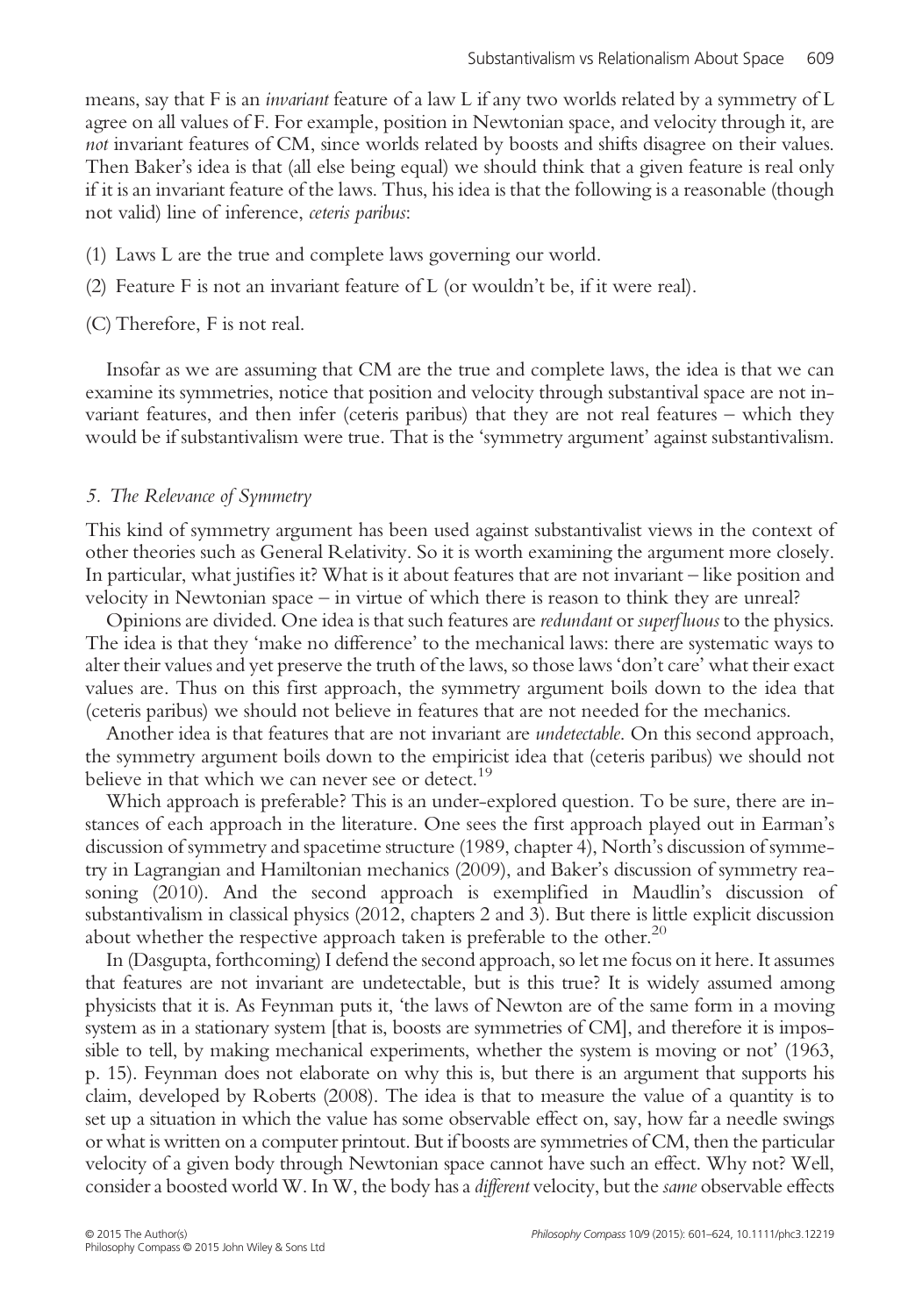means, say that F is an *invariant* feature of a law L if any two worlds related by a symmetry of L agree on all values of F. For example, position in Newtonian space, and velocity through it, are *not* invariant features of CM, since worlds related by boosts and shifts disagree on their values. Then Baker's idea is that (all else being equal) we should think that a given feature is real only if it is an invariant feature of the laws. Thus, his idea is that the following is a reasonable (though not valid) line of inference, *ceteris paribus*:

(1) Laws L are the true and complete laws governing our world.

(2) Feature F is not an invariant feature of L (or wouldn't be, if it were real).

(C) Therefore, F is not real.

Insofar as we are assuming that CM are the true and complete laws, the idea is that we can examine its symmetries, notice that position and velocity through substantival space are not invariant features, and then infer (ceteris paribus) that they are not real features – which they would be if substantivalism were true. That is the 'symmetry argument' against substantivalism.

## *5. The Relevance of Symmetry*

This kind of symmetry argument has been used against substantivalist views in the context of other theories such as General Relativity. So it is worth examining the argument more closely. In particular, what justifies it? What is it about features that are not invariant – like position and velocity in Newtonian space – in virtue of which there is reason to think they are unreal?

Opinions are divided. One idea is that such features are *redundant* or *superfluous* to the physics. The idea is that they 'make no difference' to the mechanical laws: there are systematic ways to alter their values and yet preserve the truth of the laws, so those laws 'don't care' what their exact values are. Thus on this first approach, the symmetry argument boils down to the idea that (ceteris paribus) we should not believe in features that are not needed for the mechanics.

Another idea is that features that are not invariant are *undetectable*. On this second approach, the symmetry argument boils down to the empiricist idea that (ceteris paribus) we should not believe in that which we can never see or detect.[19]

Which approach is preferable? This is an under-explored question. To be sure, there are instances of each approach in the literature. One sees the first approach played out in Earman's discussion of symmetry and spacetime structure (1989, chapter 4), North's discussion of symmetry in Lagrangian and Hamiltonian mechanics (2009), and Baker's discussion of symmetry reasoning (2010). And the second approach is exemplified in Maudlin's discussion of substantivalism in classical physics (2012, chapters 2 and 3). But there is little explicit discussion about whether the respective approach taken is preferable to the other.[20]

In (Dasgupta, forthcoming) I defend the second approach, so let me focus on it here. It assumes that features are not invariant are undetectable, but is this true? It is widely assumed among physicists that it is. As Feynman puts it, 'the laws of Newton are of the same form in a moving system as in a stationary system [that is, boosts are symmetries of CM], and therefore it is impossible to tell, by making mechanical experiments, whether the system is moving or not' (1963, p. 15). Feynman does not elaborate on why this is, but there is an argument that supports his claim, developed by Roberts (2008). The idea is that to measure the value of a quantity is to set up a situation in which the value has some observable effect on, say, how far a needle swings or what is written on a computer printout. But if boosts are symmetries of CM, then the particular velocity of a given body through Newtonian space cannot have such an effect. Why not? Well, consider a boosted world W. In W, the body has a *different* velocity, but the *same* observable effects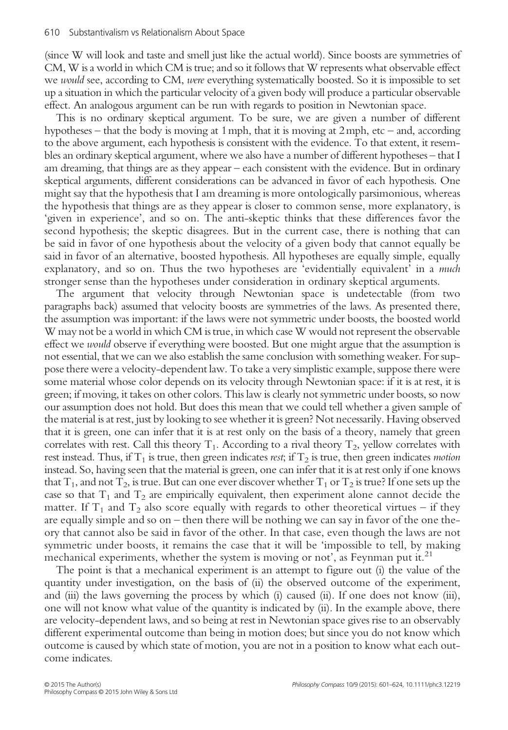(since W will look and taste and smell just like the actual world). Since boosts are symmetries of CM, W is a world in which CM is true; and so it follows that W represents what observable effect we *would* see, according to CM, *were* everything systematically boosted. So it is impossible to set up a situation in which the particular velocity of a given body will produce a particular observable effect. An analogous argument can be run with regards to position in Newtonian space.

This is no ordinary skeptical argument. To be sure, we are given a number of different hypotheses – that the body is moving at 1 mph, that it is moving at 2 mph, etc – and, according to the above argument, each hypothesis is consistent with the evidence. To that extent, it resembles an ordinary skeptical argument, where we also have a number of different hypotheses – that I am dreaming, that things are as they appear – each consistent with the evidence. But in ordinary skeptical arguments, different considerations can be advanced in favor of each hypothesis. One might say that the hypothesis that I am dreaming is more ontologically parsimonious, whereas the hypothesis that things are as they appear is closer to common sense, more explanatory, is 'given in experience', and so on. The anti-skeptic thinks that these differences favor the second hypothesis; the skeptic disagrees. But in the current case, there is nothing that can be said in favor of one hypothesis about the velocity of a given body that cannot equally be said in favor of an alternative, boosted hypothesis. All hypotheses are equally simple, equally explanatory, and so on. Thus the two hypotheses are 'evidentially equivalent' in a *much* stronger sense than the hypotheses under consideration in ordinary skeptical arguments.

The argument that velocity through Newtonian space is undetectable (from two paragraphs back) assumed that velocity boosts are symmetries of the laws. As presented there, the assumption was important: if the laws were not symmetric under boosts, the boosted world W may not be a world in which CM is true, in which case W would not represent the observable effect we *would* observe if everything were boosted. But one might argue that the assumption is not essential, that we can we also establish the same conclusion with something weaker. For suppose there were a velocity-dependent law. To take a very simplistic example, suppose there were some material whose color depends on its velocity through Newtonian space: if it is at rest, it is green; if moving, it takes on other colors. This law is clearly not symmetric under boosts, so now our assumption does not hold. But does this mean that we could tell whether a given sample of the material is at rest, just by looking to see whether it is green? Not necessarily. Having observed that it is green, one can infer that it is at rest only on the basis of a theory, namely that green correlates with rest. Call this theory $T_1$. According to a rival theory $T_2$, yellow correlates with rest instead. Thus, if $T_1$ is true, then green indicates *rest*; if $T_2$ is true, then green indicates *motion* instead. So, having seen that the material is green, one can infer that it is at rest only if one knows that $T_1$, and not $T_2$, is true. But can one ever discover whether $T_1$ or $T_2$ is true? If one sets up the case so that $T_1$ and $T_2$ are empirically equivalent, then experiment alone cannot decide the matter. If $T_1$ and $T_2$ also score equally with regards to other theoretical virtues – if they are equally simple and so on – then there will be nothing we can say in favor of the one theory that cannot also be said in favor of the other. In that case, even though the laws are not symmetric under boosts, it remains the case that it will be 'impossible to tell, by making mechanical experiments, whether the system is moving or not', as Feynman put it.[21]

The point is that a mechanical experiment is an attempt to figure out (i) the value of the quantity under investigation, on the basis of (ii) the observed outcome of the experiment, and (iii) the laws governing the process by which (i) caused (ii). If one does not know (iii), one will not know what value of the quantity is indicated by (ii). In the example above, there are velocity-dependent laws, and so being at rest in Newtonian space gives rise to an observably different experimental outcome than being in motion does; but since you do not know which outcome is caused by which state of motion, you are not in a position to know what each outcome indicates.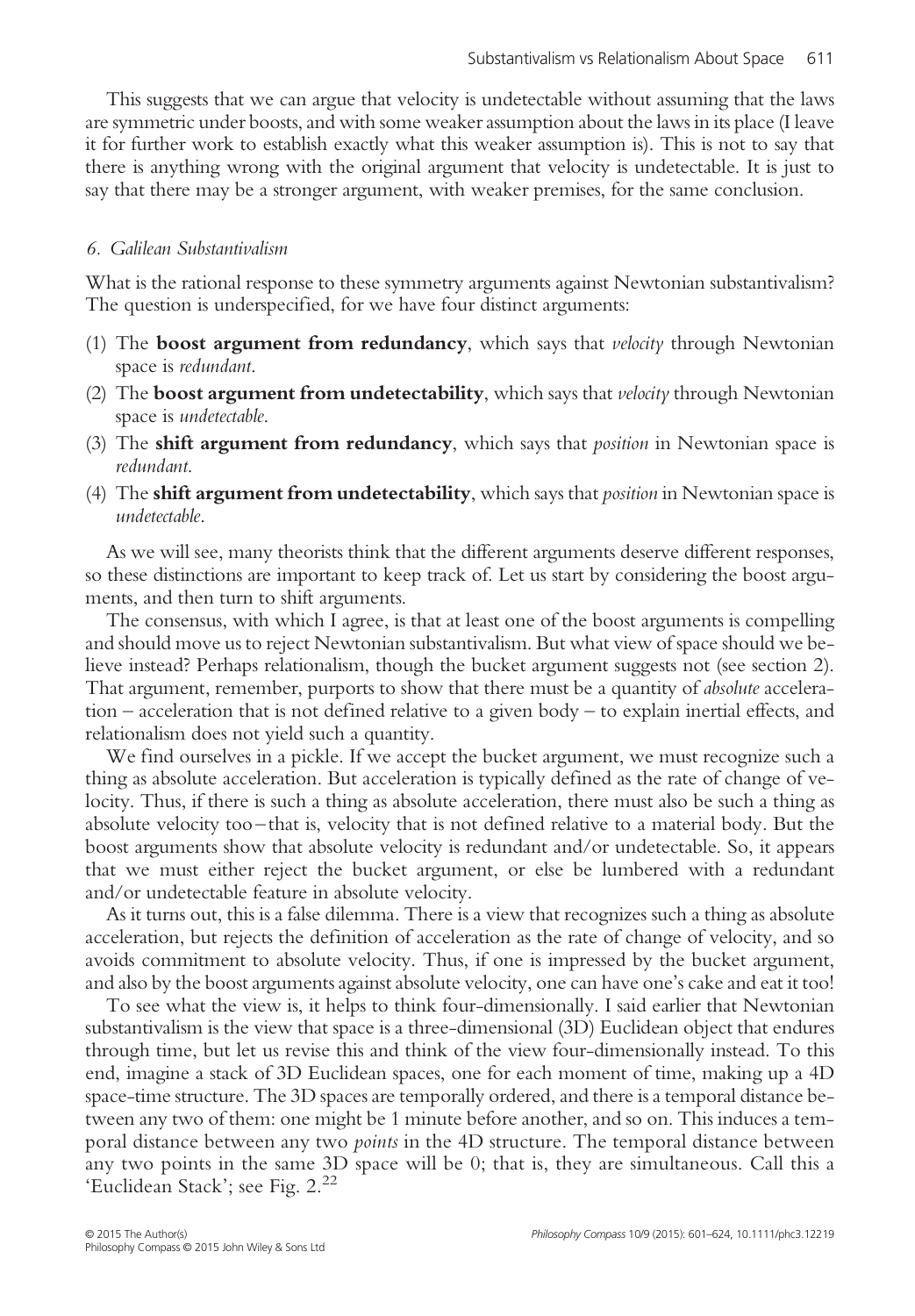This suggests that we can argue that velocity is undetectable without assuming that the laws are symmetric under boosts, and with some weaker assumption about the laws in its place (I leave it for further work to establish exactly what this weaker assumption is). This is not to say that there is anything wrong with the original argument that velocity is undetectable. It is just to say that there may be a stronger argument, with weaker premises, for the same conclusion.

### *6. Galilean Substantivalism*

What is the rational response to these symmetry arguments against Newtonian substantivalism? The question is underspecified, for we have four distinct arguments:

1. The **boost argument from redundancy**, which says that *velocity* through Newtonian space is *redundant*.
2. The **boost argument from undetectability**, which says that *velocity* through Newtonian space is *undetectable*.
3. The **shift argument from redundancy**, which says that *position* in Newtonian space is *redundant*.
4. The **shift argument from undetectability**, which says that *position* in Newtonian space is *undetectable*.

As we will see, many theorists think that the different arguments deserve different responses, so these distinctions are important to keep track of. Let us start by considering the boost arguments, and then turn to shift arguments.

The consensus, with which I agree, is that at least one of the boost arguments is compelling and should move us to reject Newtonian substantivalism. But what view of space should we believe instead? Perhaps relationalism, though the bucket argument suggests not (see section 2). That argument, remember, purports to show that there must be a quantity of *absolute* acceleration – acceleration that is not defined relative to a given body – to explain inertial effects, and relationalism does not yield such a quantity.

We find ourselves in a pickle. If we accept the bucket argument, we must recognize such a thing as absolute acceleration. But acceleration is typically defined as the rate of change of velocity. Thus, if there is such a thing as absolute acceleration, there must also be such a thing as absolute velocity too – that is, velocity that is not defined relative to a material body. But the boost arguments show that absolute velocity is redundant and/or undetectable. So, it appears that we must either reject the bucket argument, or else be lumbered with a redundant and/or undetectable feature in absolute velocity.

As it turns out, this is a false dilemma. There is a view that recognizes such a thing as absolute acceleration, but rejects the definition of acceleration as the rate of change of velocity, and so avoids commitment to absolute velocity. Thus, if one is impressed by the bucket argument, and also by the boost arguments against absolute velocity, one can have one's cake and eat it too!

To see what the view is, it helps to think four-dimensionally. I said earlier that Newtonian substantivalism is the view that space is a three-dimensional (3D) Euclidean object that endures through time, but let us revise this and think of the view four-dimensionally instead. To this end, imagine a stack of 3D Euclidean spaces, one for each moment of time, making up a 4D space-time structure. The 3D spaces are temporally ordered, and there is a temporal distance between any two of them: one might be 1 minute before another, and so on. This induces a temporal distance between any two *points* in the 4D structure. The temporal distance between any two points in the same 3D space will be 0; that is, they are simultaneous. Call this a 'Euclidean Stack'; see Fig. 2.[22]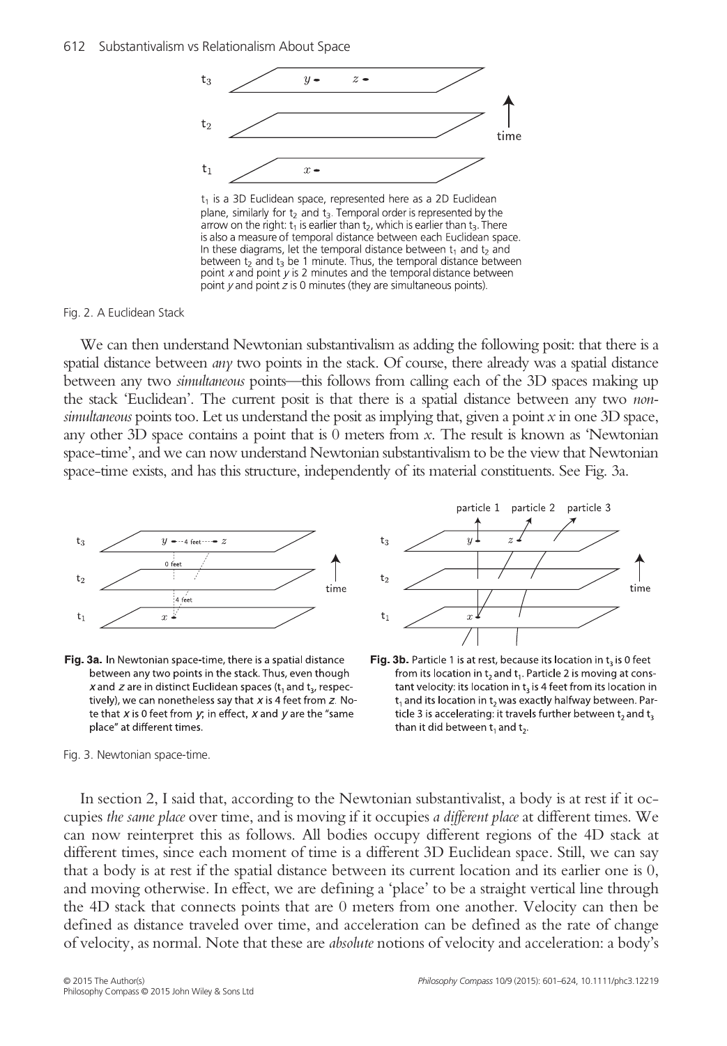$t_1$ is a 3D Euclidean space, represented here as a 2D Euclidean plane, similarly for $t_2$ and $t_3$. Temporal order is represented by the arrow on the right: $t_1$ is earlier than $t_2$, which is earlier than $t_3$. There is also a measure of temporal distance between each Euclidean space. In these diagrams, let the temporal distance between $t_1$ and $t_2$ and between $t_2$ and $t_3$ be 1 minute. Thus, the temporal distance between point $x$ and point $y$ is 2 minutes and the temporal distance between point $y$ and point $z$ is 0 minutes (they are simultaneous points).

Fig. 2. A Euclidean Stack

We can then understand Newtonian substantivalism as adding the following posit: that there is a spatial distance between *any* two points in the stack. Of course, there already was a spatial distance between any two *simultaneous* points—this follows from calling each of the 3D spaces making up the stack 'Euclidean'. The current posit is that there is a spatial distance between any two *non-simultaneous* points too. Let us understand the posit as implying that, given a point $x$ in one 3D space, any other 3D space contains a point that is 0 meters from $x$. The result is known as 'Newtonian space-time', and we can now understand Newtonian substantivalism to be the view that Newtonian space-time exists, and has this structure, independently of its material constituents. See Fig. 3a.

**Fig. 3a.** In Newtonian space-time, there is a spatial distance between any two points in the stack. Thus, even though $x$ and $z$ are in distinct Euclidean spaces ($t_1$ and $t_3$, respectively), we can nonetheless say that $x$ is 4 feet from $z$. Note that $x$ is 0 feet from $y$; in effect, $x$ and $y$ are the "same place" at different times.

**Fig. 3b.** Particle 1 is at rest, because its location in $t_3$ is 0 feet from its location in $t_2$ and $t_1$. Particle 2 is moving at constant velocity: its location in $t_3$ is 4 feet from its location in $t_1$ and its location in $t_2$ was exactly halfway between. Particle 3 is accelerating: it travels further between $t_2$ and $t_3$ than it did between $t_1$ and $t_2$.

Fig. 3. Newtonian space-time.

In section 2, I said that, according to the Newtonian substantivalist, a body is at rest if it occupies *the same place* over time, and is moving if it occupies *a different place* at different times. We can now reinterpret this as follows. All bodies occupy different regions of the 4D stack at different times, since each moment of time is a different 3D Euclidean space. Still, we can say that a body is at rest if the spatial distance between its current location and its earlier one is 0, and moving otherwise. In effect, we are defining a 'place' to be a straight vertical line through the 4D stack that connects points that are 0 meters from one another. Velocity can then be defined as distance traveled over time, and acceleration can be defined as the rate of change of velocity, as normal. Note that these are *absolute* notions of velocity and acceleration: a body's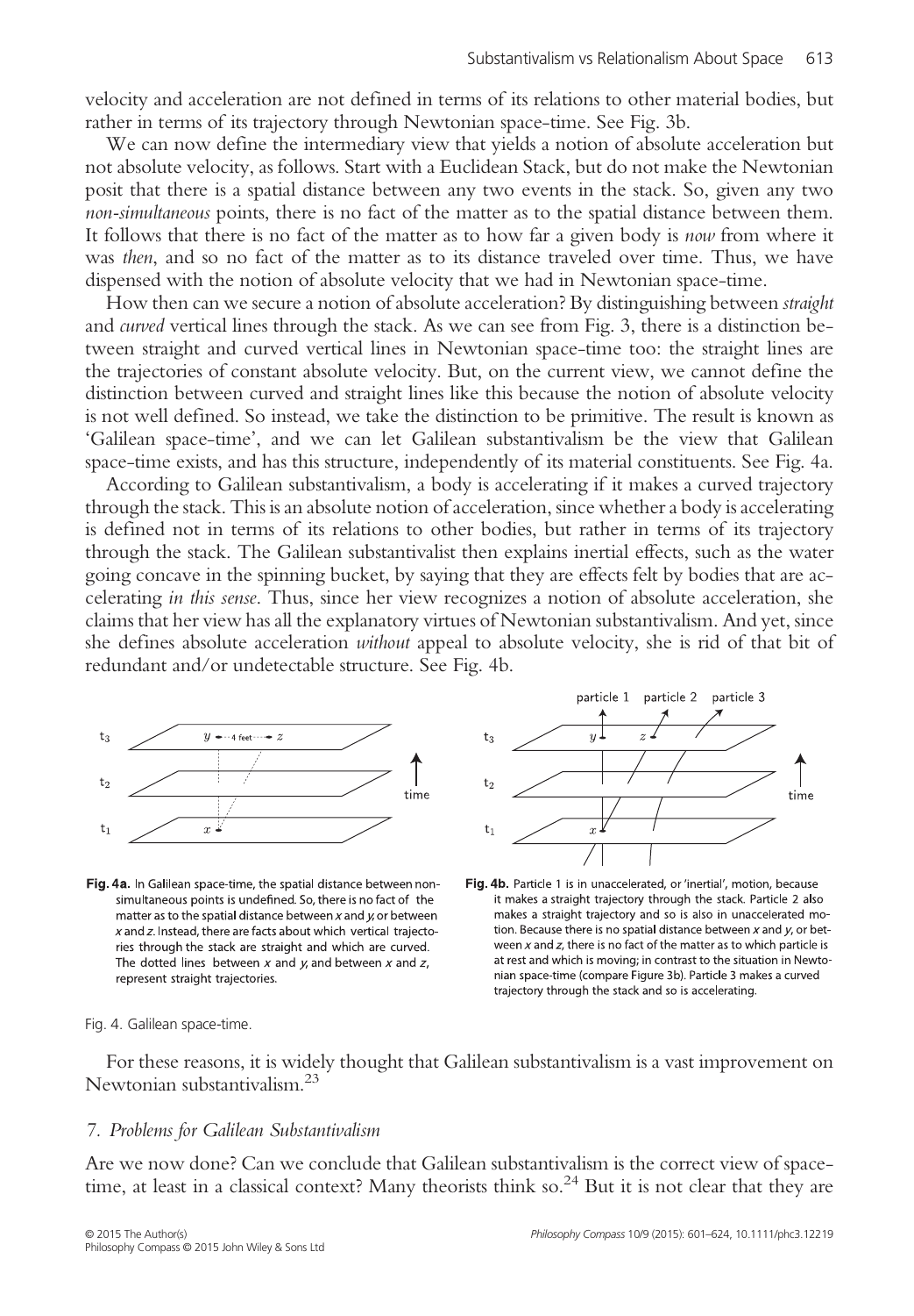velocity and acceleration are not defined in terms of its relations to other material bodies, but rather in terms of its trajectory through Newtonian space-time. See Fig. 3b.

We can now define the intermediary view that yields a notion of absolute acceleration but not absolute velocity, as follows. Start with a Euclidean Stack, but do not make the Newtonian posit that there is a spatial distance between any two events in the stack. So, given any two *non-simultaneous* points, there is no fact of the matter as to the spatial distance between them. It follows that there is no fact of the matter as to how far a given body is *now* from where it was *then*, and so no fact of the matter as to its distance traveled over time. Thus, we have dispensed with the notion of absolute velocity that we had in Newtonian space-time.

How then can we secure a notion of absolute acceleration? By distinguishing between *straight* and *curved* vertical lines through the stack. As we can see from Fig. 3, there is a distinction between straight and curved vertical lines in Newtonian space-time too: the straight lines are the trajectories of constant absolute velocity. But, on the current view, we cannot define the distinction between curved and straight lines like this because the notion of absolute velocity is not well defined. So instead, we take the distinction to be primitive. The result is known as 'Galilean space-time', and we can let Galilean substantivalism be the view that Galilean space-time exists, and has this structure, independently of its material constituents. See Fig. 4a.

According to Galilean substantivalism, a body is accelerating if it makes a curved trajectory through the stack. This is an absolute notion of acceleration, since whether a body is accelerating is defined not in terms of its relations to other bodies, but rather in terms of its trajectory through the stack. The Galilean substantivalist then explains inertial effects, such as the water going concave in the spinning bucket, by saying that they are effects felt by bodies that are accelerating *in this sense*. Thus, since her view recognizes a notion of absolute acceleration, she claims that her view has all the explanatory virtues of Newtonian substantivalism. And yet, since she defines absolute acceleration *without* appeal to absolute velocity, she is rid of that bit of redundant and/or undetectable structure. See Fig. 4b.

t3
t2
t1
y
4 feet
z
x
time

**Fig. 4a.** In Galilean space-time, the spatial distance between non-simultaneous points is undefined. So, there is no fact of the matter as to the spatial distance between *x* and *y*, or between *x* and *z*. Instead, there are facts about which vertical trajectories through the stack are straight and which are curved. The dotted lines between *x* and *y*, and between *x* and *z*, represent straight trajectories.

particle 1
particle 2
particle 3
t3
t2
t1
y
z
x
time

**Fig. 4b.** Particle 1 is in unaccelerated, or 'inertial', motion, because it makes a straight trajectory through the stack. Particle 2 also makes a straight trajectory and so is also in unaccelerated motion. Because there is no spatial distance between *x* and *y*, or between *x* and *z*, there is no fact of the matter as to which particle is at rest and which is moving; in contrast to the situation in Newtonian space-time (compare Figure 3b). Particle 3 makes a curved trajectory through the stack and so is accelerating.

Fig. 4. Galilean space-time.

For these reasons, it is widely thought that Galilean substantivalism is a vast improvement on Newtonian substantivalism.[23]

### 7. *Problems for Galilean Substantivalism*

Are we now done? Can we conclude that Galilean substantivalism is the correct view of space-time, at least in a classical context? Many theorists think so.[24] But it is not clear that they are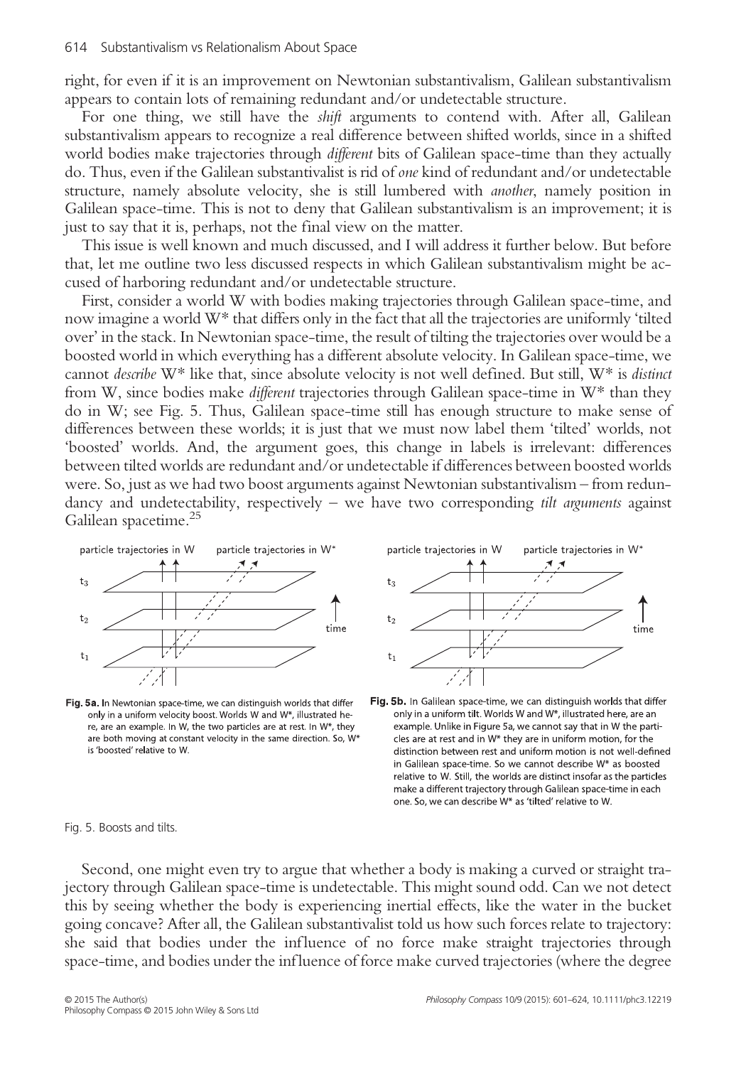right, for even if it is an improvement on Newtonian substantivalism, Galilean substantivalism appears to contain lots of remaining redundant and/or undetectable structure.

For one thing, we still have the *shift* arguments to contend with. After all, Galilean substantivalism appears to recognize a real difference between shifted worlds, since in a shifted world bodies make trajectories through *different* bits of Galilean space-time than they actually do. Thus, even if the Galilean substantivalist is rid of *one* kind of redundant and/or undetectable structure, namely absolute velocity, she is still lumbered with *another*, namely position in Galilean space-time. This is not to deny that Galilean substantivalism is an improvement; it is just to say that it is, perhaps, not the final view on the matter.

This issue is well known and much discussed, and I will address it further below. But before that, let me outline two less discussed respects in which Galilean substantivalism might be accused of harboring redundant and/or undetectable structure.

First, consider a world W with bodies making trajectories through Galilean space-time, and now imagine a world W* that differs only in the fact that all the trajectories are uniformly 'tilted over' in the stack. In Newtonian space-time, the result of tilting the trajectories over would be a boosted world in which everything has a different absolute velocity. In Galilean space-time, we cannot *describe* W* like that, since absolute velocity is not well defined. But still, W* is *distinct* from W, since bodies make *different* trajectories through Galilean space-time in W* than they do in W; see Fig. 5. Thus, Galilean space-time still has enough structure to make sense of differences between these worlds; it is just that we must now label them 'tilted' worlds, not 'boosted' worlds. And, the argument goes, this change in labels is irrelevant: differences between tilted worlds are redundant and/or undetectable if differences between boosted worlds were. So, just as we had two boost arguments against Newtonian substantivalism – from redundancy and undetectability, respectively – we have two corresponding *tilt arguments* against Galilean spacetime.[25]

**Fig. 5a.** In Newtonian space-time, we can distinguish worlds that differ only in a uniform velocity boost. Worlds W and W*, illustrated here, are an example. In W, the two particles are at rest. In W*, they are both moving at constant velocity in the same direction. So, W* is 'boosted' relative to W.

**Fig. 5b.** In Galilean space-time, we can distinguish worlds that differ only in a uniform tilt. Worlds W and W*, illustrated here, are an example. Unlike in Figure 5a, we cannot say that in W the particles are at rest and in W* they are in uniform motion, for the distinction between rest and uniform motion is not well-defined in Galilean space-time. So we cannot describe W* as boosted relative to W. Still, the worlds are distinct insofar as the particles make a different trajectory through Galilean space-time in each one. So, we can describe W* as 'tilted' relative to W.

Fig. 5. Boosts and tilts.

Second, one might even try to argue that whether a body is making a curved or straight trajectory through Galilean space-time is undetectable. This might sound odd. Can we not detect this by seeing whether the body is experiencing inertial effects, like the water in the bucket going concave? After all, the Galilean substantivalist told us how such forces relate to trajectory: she said that bodies under the influence of no force make straight trajectories through space-time, and bodies under the influence of force make curved trajectories (where the degree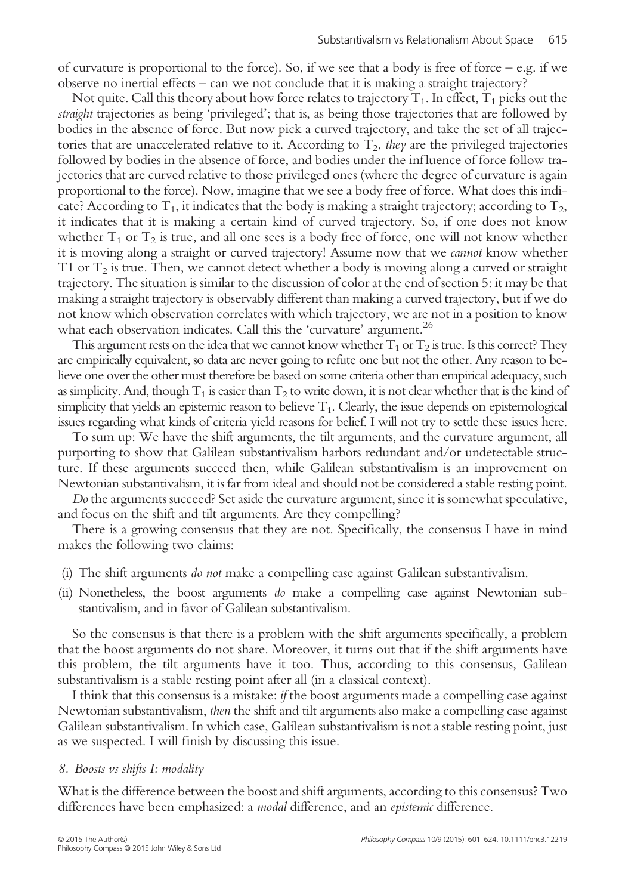of curvature is proportional to the force). So, if we see that a body is free of force – e.g. if we observe no inertial effects – can we not conclude that it is making a straight trajectory?

Not quite. Call this theory about how force relates to trajectory $T_1$. In effect, $T_1$ picks out the *straight* trajectories as being 'privileged'; that is, as being those trajectories that are followed by bodies in the absence of force. But now pick a curved trajectory, and take the set of all trajectories that are unaccelerated relative to it. According to $T_2$, *they* are the privileged trajectories followed by bodies in the absence of force, and bodies under the influence of force follow trajectories that are curved relative to those privileged ones (where the degree of curvature is again proportional to the force). Now, imagine that we see a body free of force. What does this indicate? According to $T_1$, it indicates that the body is making a straight trajectory; according to $T_2$, it indicates that it is making a certain kind of curved trajectory. So, if one does not know whether $T_1$ or $T_2$ is true, and all one sees is a body free of force, one will not know whether it is moving along a straight or curved trajectory! Assume now that we *cannot* know whether T1 or $T_2$ is true. Then, we cannot detect whether a body is moving along a curved or straight trajectory. The situation is similar to the discussion of color at the end of section 5: it may be that making a straight trajectory is observably different than making a curved trajectory, but if we do not know which observation correlates with which trajectory, we are not in a position to know what each observation indicates. Call this the 'curvature' argument.[26]

This argument rests on the idea that we cannot know whether $T_1$ or $T_2$ is true. Is this correct? They are empirically equivalent, so data are never going to refute one but not the other. Any reason to believe one over the other must therefore be based on some criteria other than empirical adequacy, such as simplicity. And, though $T_1$ is easier than $T_2$ to write down, it is not clear whether that is the kind of simplicity that yields an epistemic reason to believe $T_1$. Clearly, the issue depends on epistemological issues regarding what kinds of criteria yield reasons for belief. I will not try to settle these issues here.

To sum up: We have the shift arguments, the tilt arguments, and the curvature argument, all purporting to show that Galilean substantivalism harbors redundant and/or undetectable structure. If these arguments succeed then, while Galilean substantivalism is an improvement on Newtonian substantivalism, it is far from ideal and should not be considered a stable resting point.

*Do* the arguments succeed? Set aside the curvature argument, since it is somewhat speculative, and focus on the shift and tilt arguments. Are they compelling?

There is a growing consensus that they are not. Specifically, the consensus I have in mind makes the following two claims:

(i) The shift arguments *do not* make a compelling case against Galilean substantivalism.
(ii) Nonetheless, the boost arguments *do* make a compelling case against Newtonian substantivalism, and in favor of Galilean substantivalism.

So the consensus is that there is a problem with the shift arguments specifically, a problem that the boost arguments do not share. Moreover, it turns out that if the shift arguments have this problem, the tilt arguments have it too. Thus, according to this consensus, Galilean substantivalism is a stable resting point after all (in a classical context).

I think that this consensus is a mistake: *if* the boost arguments made a compelling case against Newtonian substantivalism, *then* the shift and tilt arguments also make a compelling case against Galilean substantivalism. In which case, Galilean substantivalism is not a stable resting point, just as we suspected. I will finish by discussing this issue.

### *8. Boosts vs shifts I: modality*

What is the difference between the boost and shift arguments, according to this consensus? Two differences have been emphasized: a *modal* difference, and an *epistemic* difference.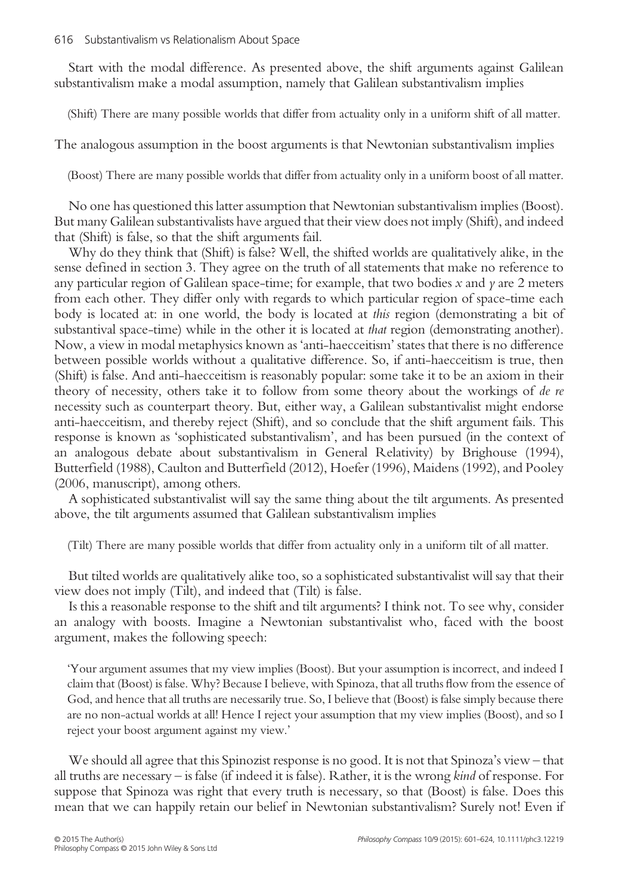Start with the modal difference. As presented above, the shift arguments against Galilean substantivalism make a modal assumption, namely that Galilean substantivalism implies

> (Shift) There are many possible worlds that differ from actuality only in a uniform shift of all matter.

The analogous assumption in the boost arguments is that Newtonian substantivalism implies

> (Boost) There are many possible worlds that differ from actuality only in a uniform boost of all matter.

No one has questioned this latter assumption that Newtonian substantivalism implies (Boost). But many Galilean substantivalists have argued that their view does not imply (Shift), and indeed that (Shift) is false, so that the shift arguments fail.

Why do they think that (Shift) is false? Well, the shifted worlds are qualitatively alike, in the sense defined in section 3. They agree on the truth of all statements that make no reference to any particular region of Galilean space-time; for example, that two bodies $x$ and $y$ are 2 meters from each other. They differ only with regards to which particular region of space-time each body is located at: in one world, the body is located at *this* region (demonstrating a bit of substantival space-time) while in the other it is located at *that* region (demonstrating another). Now, a view in modal metaphysics known as 'anti-haecceitism' states that there is no difference between possible worlds without a qualitative difference. So, if anti-haecceitism is true, then (Shift) is false. And anti-haecceitism is reasonably popular: some take it to be an axiom in their theory of necessity, others take it to follow from some theory about the workings of *de re* necessity such as counterpart theory. But, either way, a Galilean substantivalist might endorse anti-haecceitism, and thereby reject (Shift), and so conclude that the shift argument fails. This response is known as 'sophisticated substantivalism', and has been pursued (in the context of an analogous debate about substantivalism in General Relativity) by Brighouse (1994), Butterfield (1988), Caulton and Butterfield (2012), Hoefer (1996), Maidens (1992), and Pooley (2006, manuscript), among others.

A sophisticated substantivalist will say the same thing about the tilt arguments. As presented above, the tilt arguments assumed that Galilean substantivalism implies

> (Tilt) There are many possible worlds that differ from actuality only in a uniform tilt of all matter.

But tilted worlds are qualitatively alike too, so a sophisticated substantivalist will say that their view does not imply (Tilt), and indeed that (Tilt) is false.

Is this a reasonable response to the shift and tilt arguments? I think not. To see why, consider an analogy with boosts. Imagine a Newtonian substantivalist who, faced with the boost argument, makes the following speech:

> 'Your argument assumes that my view implies (Boost). But your assumption is incorrect, and indeed I claim that (Boost) is false. Why? Because I believe, with Spinoza, that all truths flow from the essence of God, and hence that all truths are necessarily true. So, I believe that (Boost) is false simply because there are no non-actual worlds at all! Hence I reject your assumption that my view implies (Boost), and so I reject your boost argument against my view.'

We should all agree that this Spinozist response is no good. It is not that Spinoza's view – that all truths are necessary – is false (if indeed it is false). Rather, it is the wrong *kind* of response. For suppose that Spinoza was right that every truth is necessary, so that (Boost) is false. Does this mean that we can happily retain our belief in Newtonian substantivalism? Surely not! Even if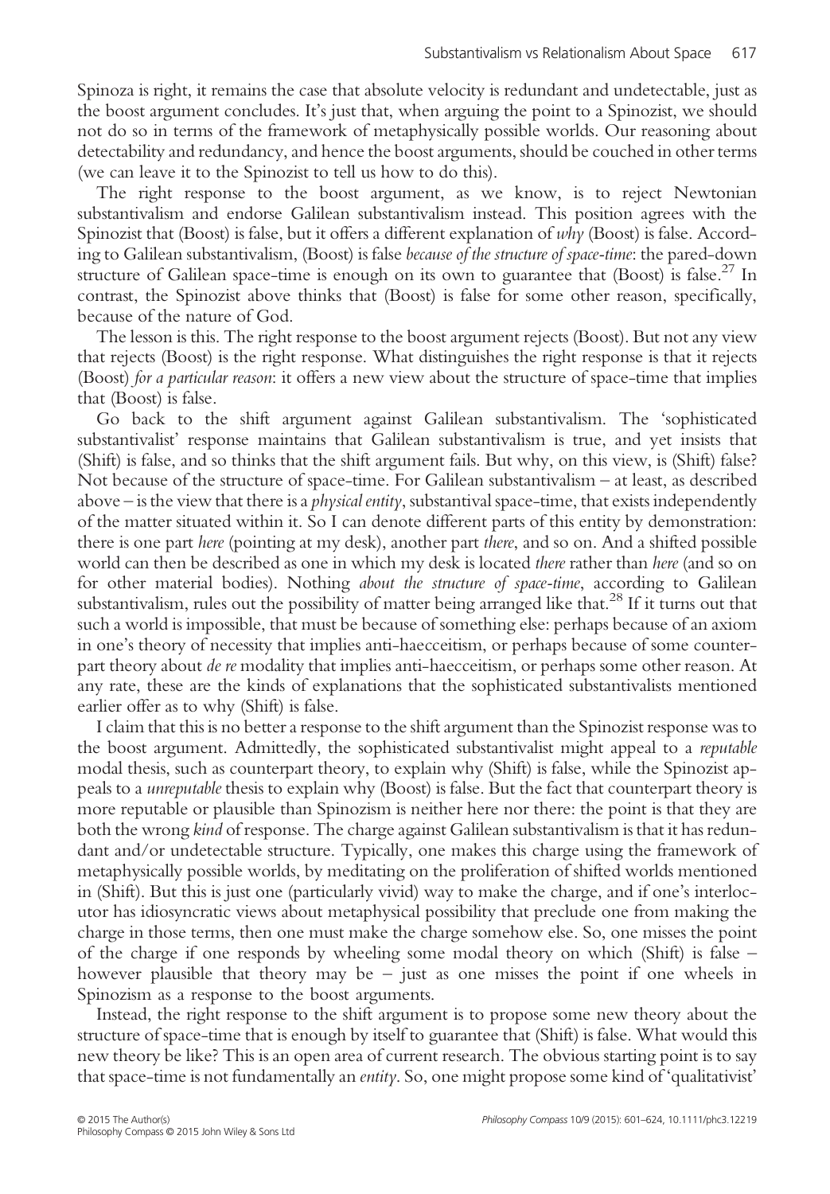Spinoza is right, it remains the case that absolute velocity is redundant and undetectable, just as the boost argument concludes. It's just that, when arguing the point to a Spinozist, we should not do so in terms of the framework of metaphysically possible worlds. Our reasoning about detectability and redundancy, and hence the boost arguments, should be couched in other terms (we can leave it to the Spinozist to tell us how to do this).

The right response to the boost argument, as we know, is to reject Newtonian substantivalism and endorse Galilean substantivalism instead. This position agrees with the Spinozist that (Boost) is false, but it offers a different explanation of *why* (Boost) is false. According to Galilean substantivalism, (Boost) is false *because of the structure of space-time*: the pared-down structure of Galilean space-time is enough on its own to guarantee that (Boost) is false.[27] In contrast, the Spinozist above thinks that (Boost) is false for some other reason, specifically, because of the nature of God.

The lesson is this. The right response to the boost argument rejects (Boost). But not any view that rejects (Boost) is the right response. What distinguishes the right response is that it rejects (Boost) *for a particular reason*: it offers a new view about the structure of space-time that implies that (Boost) is false.

Go back to the shift argument against Galilean substantivalism. The 'sophisticated substantivalist' response maintains that Galilean substantivalism is true, and yet insists that (Shift) is false, and so thinks that the shift argument fails. But why, on this view, is (Shift) false? Not because of the structure of space-time. For Galilean substantivalism – at least, as described above – is the view that there is a *physical entity*, substantival space-time, that exists independently of the matter situated within it. So I can denote different parts of this entity by demonstration: there is one part *here* (pointing at my desk), another part *there*, and so on. And a shifted possible world can then be described as one in which my desk is located *there* rather than *here* (and so on for other material bodies). Nothing *about the structure of space-time*, according to Galilean substantivalism, rules out the possibility of matter being arranged like that.[28] If it turns out that such a world is impossible, that must be because of something else: perhaps because of an axiom in one's theory of necessity that implies anti-haecceitism, or perhaps because of some counterpart theory about *de re* modality that implies anti-haecceitism, or perhaps some other reason. At any rate, these are the kinds of explanations that the sophisticated substantivalists mentioned earlier offer as to why (Shift) is false.

I claim that this is no better a response to the shift argument than the Spinozist response was to the boost argument. Admittedly, the sophisticated substantivalist might appeal to a *reputable* modal thesis, such as counterpart theory, to explain why (Shift) is false, while the Spinozist appeals to a *unreputable* thesis to explain why (Boost) is false. But the fact that counterpart theory is more reputable or plausible than Spinozism is neither here nor there: the point is that they are both the wrong *kind* of response. The charge against Galilean substantivalism is that it has redundant and/or undetectable structure. Typically, one makes this charge using the framework of metaphysically possible worlds, by meditating on the proliferation of shifted worlds mentioned in (Shift). But this is just one (particularly vivid) way to make the charge, and if one's interlocutor has idiosyncratic views about metaphysical possibility that preclude one from making the charge in those terms, then one must make the charge somehow else. So, one misses the point of the charge if one responds by wheeling some modal theory on which (Shift) is false – however plausible that theory may be – just as one misses the point if one wheels in Spinozism as a response to the boost arguments.

Instead, the right response to the shift argument is to propose some new theory about the structure of space-time that is enough by itself to guarantee that (Shift) is false. What would this new theory be like? This is an open area of current research. The obvious starting point is to say that space-time is not fundamentally an *entity*. So, one might propose some kind of 'qualitativist'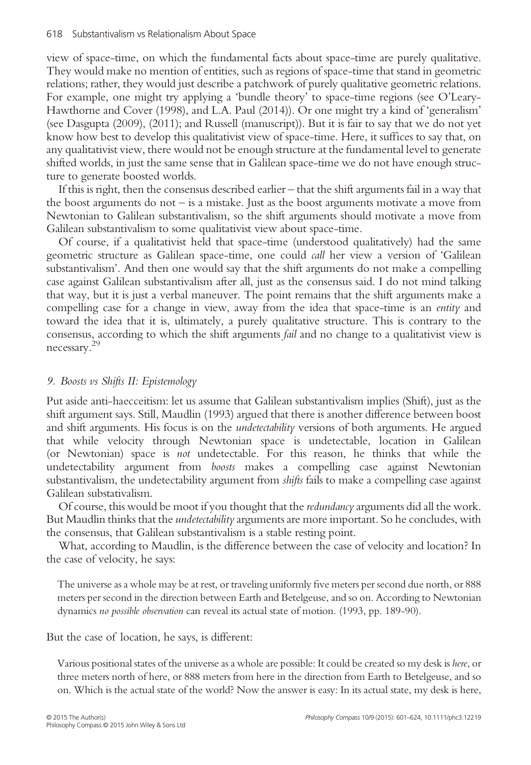view of space-time, on which the fundamental facts about space-time are purely qualitative. They would make no mention of entities, such as regions of space-time that stand in geometric relations; rather, they would just describe a patchwork of purely qualitative geometric relations. For example, one might try applying a 'bundle theory' to space-time regions (see O'Leary-Hawthorne and Cover (1998), and L.A. Paul (2014)). Or one might try a kind of 'generalism' (see Dasgupta (2009), (2011); and Russell (manuscript)). But it is fair to say that we do not yet know how best to develop this qualitativist view of space-time. Here, it suffices to say that, on any qualitativist view, there would not be enough structure at the fundamental level to generate shifted worlds, in just the same sense that in Galilean space-time we do not have enough structure to generate boosted worlds.

If this is right, then the consensus described earlier – that the shift arguments fail in a way that the boost arguments do not – is a mistake. Just as the boost arguments motivate a move from Newtonian to Galilean substantivalism, so the shift arguments should motivate a move from Galilean substantivalism to some qualitativist view about space-time.

Of course, if a qualitativist held that space-time (understood qualitatively) had the same geometric structure as Galilean space-time, one could *call* her view a version of 'Galilean substantivalism'. And then one would say that the shift arguments do not make a compelling case against Galilean substantivalism after all, just as the consensus said. I do not mind talking that way, but it is just a verbal maneuver. The point remains that the shift arguments make a compelling case for a change in view, away from the idea that space-time is an *entity* and toward the idea that it is, ultimately, a purely qualitative structure. This is contrary to the consensus, according to which the shift arguments *fail* and no change to a qualitativist view is necessary.[29]

### *9. Boosts vs Shifts II: Epistemology*

Put aside anti-haecceitism: let us assume that Galilean substantivalism implies (Shift), just as the shift argument says. Still, Maudlin (1993) argued that there is another difference between boost and shift arguments. His focus is on the *undetectability* versions of both arguments. He argued that while velocity through Newtonian space is undetectable, location in Galilean (or Newtonian) space is *not* undetectable. For this reason, he thinks that while the undetectability argument from *boosts* makes a compelling case against Newtonian substantivalism, the undetectability argument from *shifts* fails to make a compelling case against Galilean substativalism.

Of course, this would be moot if you thought that the *redundancy* arguments did all the work. But Maudlin thinks that the *undetectability* arguments are more important. So he concludes, with the consensus, that Galilean substantivalism is a stable resting point.

What, according to Maudlin, is the difference between the case of velocity and location? In the case of velocity, he says:

> The universe as a whole may be at rest, or traveling uniformly five meters per second due north, or 888 meters per second in the direction between Earth and Betelgeuse, and so on. According to Newtonian dynamics *no possible observation* can reveal its actual state of motion. (1993, pp. 189-90).

But the case of location, he says, is different:

> Various positional states of the universe as a whole are possible: It could be created so my desk is *here*, or three meters north of here, or 888 meters from here in the direction from Earth to Betelgeuse, and so on. Which is the actual state of the world? Now the answer is easy: In its actual state, my desk is here,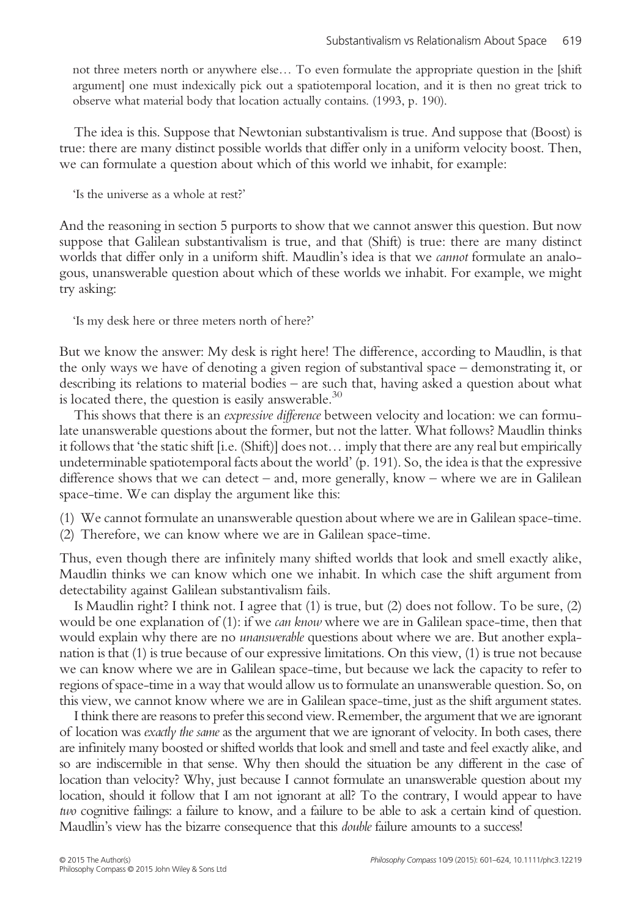> not three meters north or anywhere else… To even formulate the appropriate question in the [shift argument] one must indexically pick out a spatiotemporal location, and it is then no great trick to observe what material body that location actually contains. (1993, p. 190).

The idea is this. Suppose that Newtonian substantivalism is true. And suppose that (Boost) is true: there are many distinct possible worlds that differ only in a uniform velocity boost. Then, we can formulate a question about which of this world we inhabit, for example:

> 'Is the universe as a whole at rest?'

And the reasoning in section 5 purports to show that we cannot answer this question. But now suppose that Galilean substantivalism is true, and that (Shift) is true: there are many distinct worlds that differ only in a uniform shift. Maudlin's idea is that we *cannot* formulate an analogous, unanswerable question about which of these worlds we inhabit. For example, we might try asking:

> 'Is my desk here or three meters north of here?'

But we know the answer: My desk is right here! The difference, according to Maudlin, is that the only ways we have of denoting a given region of substantival space – demonstrating it, or describing its relations to material bodies – are such that, having asked a question about what is located there, the question is easily answerable.[30]

This shows that there is an *expressive difference* between velocity and location: we can formulate unanswerable questions about the former, but not the latter. What follows? Maudlin thinks it follows that 'the static shift [i.e. (Shift)] does not… imply that there are any real but empirically undeterminable spatiotemporal facts about the world' (p. 191). So, the idea is that the expressive difference shows that we can detect – and, more generally, know – where we are in Galilean space-time. We can display the argument like this:

(1) We cannot formulate an unanswerable question about where we are in Galilean space-time.
(2) Therefore, we can know where we are in Galilean space-time.

Thus, even though there are infinitely many shifted worlds that look and smell exactly alike, Maudlin thinks we can know which one we inhabit. In which case the shift argument from detectability against Galilean substantivalism fails.

Is Maudlin right? I think not. I agree that (1) is true, but (2) does not follow. To be sure, (2) would be one explanation of (1): if we *can know* where we are in Galilean space-time, then that would explain why there are no *unanswerable* questions about where we are. But another explanation is that (1) is true because of our expressive limitations. On this view, (1) is true not because we can know where we are in Galilean space-time, but because we lack the capacity to refer to regions of space-time in a way that would allow us to formulate an unanswerable question. So, on this view, we cannot know where we are in Galilean space-time, just as the shift argument states.

I think there are reasons to prefer this second view. Remember, the argument that we are ignorant of location was *exactly the same* as the argument that we are ignorant of velocity. In both cases, there are infinitely many boosted or shifted worlds that look and smell and taste and feel exactly alike, and so are indiscernible in that sense. Why then should the situation be any different in the case of location than velocity? Why, just because I cannot formulate an unanswerable question about my location, should it follow that I am not ignorant at all? To the contrary, I would appear to have *two* cognitive failings: a failure to know, and a failure to be able to ask a certain kind of question. Maudlin's view has the bizarre consequence that this *double* failure amounts to a success!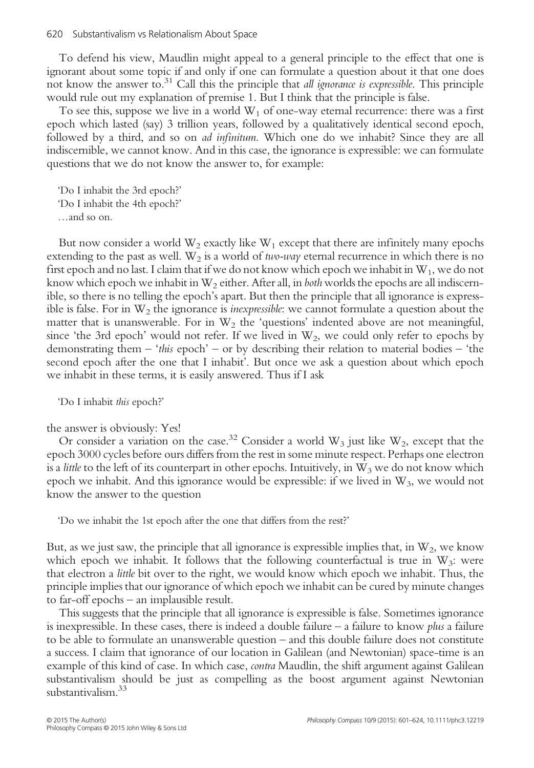To defend his view, Maudlin might appeal to a general principle to the effect that one is ignorant about some topic if and only if one can formulate a question about it that one does not know the answer to.[31] Call this the principle that *all ignorance is expressible*. This principle would rule out my explanation of premise 1. But I think that the principle is false.

To see this, suppose we live in a world $W_1$ of one-way eternal recurrence: there was a first epoch which lasted (say) 3 trillion years, followed by a qualitatively identical second epoch, followed by a third, and so on *ad infinitum*. Which one do we inhabit? Since they are all indiscernible, we cannot know. And in this case, the ignorance is expressible: we can formulate questions that we do not know the answer to, for example:

> 'Do I inhabit the 3rd epoch?'
> 'Do I inhabit the 4th epoch?'
> …and so on.

But now consider a world $W_2$ exactly like $W_1$ except that there are infinitely many epochs extending to the past as well. $W_2$ is a world of *two-way* eternal recurrence in which there is no first epoch and no last. I claim that if we do not know which epoch we inhabit in $W_1$, we do not know which epoch we inhabit in $W_2$ either. After all, in *both* worlds the epochs are all indiscernible, so there is no telling the epoch's apart. But then the principle that all ignorance is expressible is false. For in $W_2$ the ignorance is *inexpressible*: we cannot formulate a question about the matter that is unanswerable. For in $W_2$ the 'questions' indented above are not meaningful, since 'the 3rd epoch' would not refer. If we lived in $W_2$, we could only refer to epochs by demonstrating them – '*this* epoch' – or by describing their relation to material bodies – 'the second epoch after the one that I inhabit'. But once we ask a question about which epoch we inhabit in these terms, it is easily answered. Thus if I ask

> 'Do I inhabit *this* epoch?'

the answer is obviously: Yes!

Or consider a variation on the case.[32] Consider a world $W_3$ just like $W_2$, except that the epoch 3000 cycles before ours differs from the rest in some minute respect. Perhaps one electron is a *little* to the left of its counterpart in other epochs. Intuitively, in $W_3$ we do not know which epoch we inhabit. And this ignorance would be expressible: if we lived in $W_3$, we would not know the answer to the question

> 'Do we inhabit the 1st epoch after the one that differs from the rest?'

But, as we just saw, the principle that all ignorance is expressible implies that, in $W_2$, we know which epoch we inhabit. It follows that the following counterfactual is true in $W_3$: were that electron a *little* bit over to the right, we would know which epoch we inhabit. Thus, the principle implies that our ignorance of which epoch we inhabit can be cured by minute changes to far-off epochs – an implausible result.

This suggests that the principle that all ignorance is expressible is false. Sometimes ignorance is inexpressible. In these cases, there is indeed a double failure – a failure to know *plus* a failure to be able to formulate an unanswerable question – and this double failure does not constitute a success. I claim that ignorance of our location in Galilean (and Newtonian) space-time is an example of this kind of case. In which case, *contra* Maudlin, the shift argument against Galilean substantivalism should be just as compelling as the boost argument against Newtonian substantivalism.[33]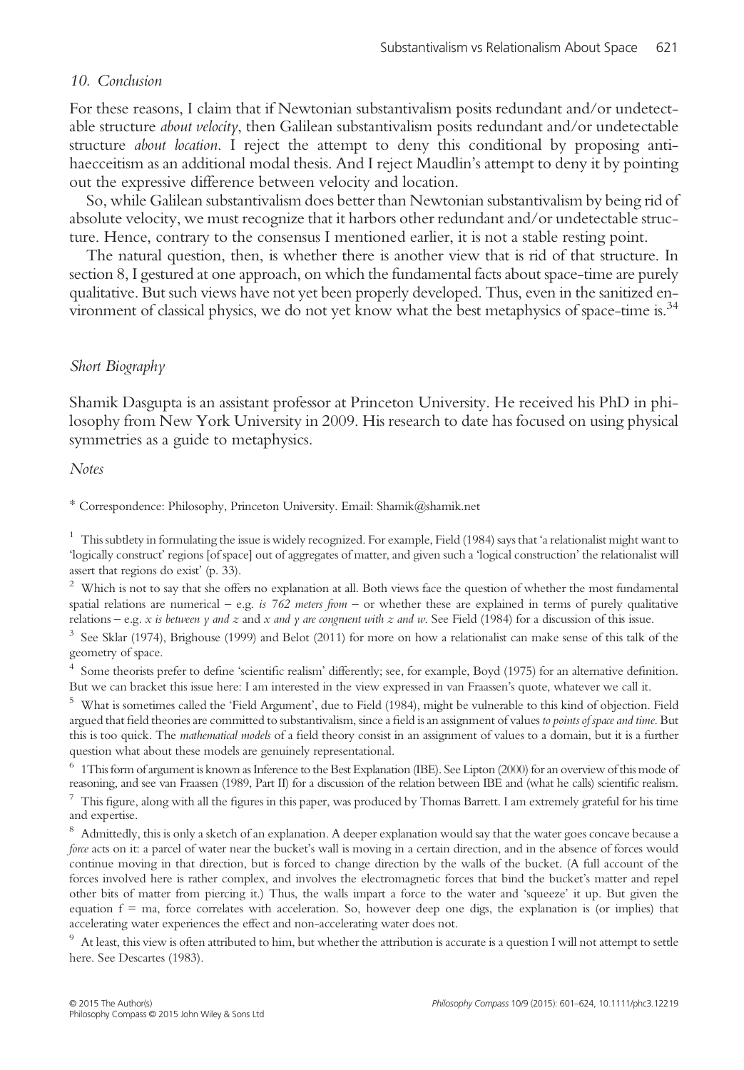*10. Conclusion*

For these reasons, I claim that if Newtonian substantivalism posits redundant and/or undetectable structure *about velocity*, then Galilean substantivalism posits redundant and/or undetectable structure *about location*. I reject the attempt to deny this conditional by proposing anti-haecceitism as an additional modal thesis. And I reject Maudlin's attempt to deny it by pointing out the expressive difference between velocity and location.

So, while Galilean substantivalism does better than Newtonian substantivalism by being rid of absolute velocity, we must recognize that it harbors other redundant and/or undetectable structure. Hence, contrary to the consensus I mentioned earlier, it is not a stable resting point.

The natural question, then, is whether there is another view that is rid of that structure. In section 8, I gestured at one approach, on which the fundamental facts about space-time are purely qualitative. But such views have not yet been properly developed. Thus, even in the sanitized environment of classical physics, we do not yet know what the best metaphysics of space-time is.[34]

*Short Biography*

Shamik Dasgupta is an assistant professor at Princeton University. He received his PhD in philosophy from New York University in 2009. His research to date has focused on using physical symmetries as a guide to metaphysics.

*Notes*

\* Correspondence: Philosophy, Princeton University. Email: Shamik@shamik.net

[1] This subtlety in formulating the issue is widely recognized. For example, Field (1984) says that 'a relationalist might want to 'logically construct' regions [of space] out of aggregates of matter, and given such a 'logical construction' the relationalist will assert that regions do exist' (p. 33).

[2] Which is not to say that she offers no explanation at all. Both views face the question of whether the most fundamental spatial relations are numerical – e.g. *is 762 meters from* – or whether these are explained in terms of purely qualitative relations – e.g. *x is between y and z* and *x and y are congruent with z and w*. See Field (1984) for a discussion of this issue.

[3] See Sklar (1974), Brighouse (1999) and Belot (2011) for more on how a relationalist can make sense of this talk of the geometry of space.

[4] Some theorists prefer to define 'scientific realism' differently; see, for example, Boyd (1975) for an alternative definition. But we can bracket this issue here: I am interested in the view expressed in van Fraassen's quote, whatever we call it.

[5] What is sometimes called the 'Field Argument', due to Field (1984), might be vulnerable to this kind of objection. Field argued that field theories are committed to substantivalism, since a field is an assignment of values *to points of space and time*. But this is too quick. The *mathematical models* of a field theory consist in an assignment of values to a domain, but it is a further question what about these models are genuinely representational.

[6] 1This form of argument is known as Inference to the Best Explanation (IBE). See Lipton (2000) for an overview of this mode of reasoning, and see van Fraassen (1989, Part II) for a discussion of the relation between IBE and (what he calls) scientific realism.

[7] This figure, along with all the figures in this paper, was produced by Thomas Barrett. I am extremely grateful for his time and expertise.

[8] Admittedly, this is only a sketch of an explanation. A deeper explanation would say that the water goes concave because a *force* acts on it: a parcel of water near the bucket's wall is moving in a certain direction, and in the absence of forces would continue moving in that direction, but is forced to change direction by the walls of the bucket. (A full account of the forces involved here is rather complex, and involves the electromagnetic forces that bind the bucket's matter and repel other bits of matter from piercing it.) Thus, the walls impart a force to the water and 'squeeze' it up. But given the equation f = ma, force correlates with acceleration. So, however deep one digs, the explanation is (or implies) that accelerating water experiences the effect and non-accelerating water does not.

[9] At least, this view is often attributed to him, but whether the attribution is accurate is a question I will not attempt to settle here. See Descartes (1983).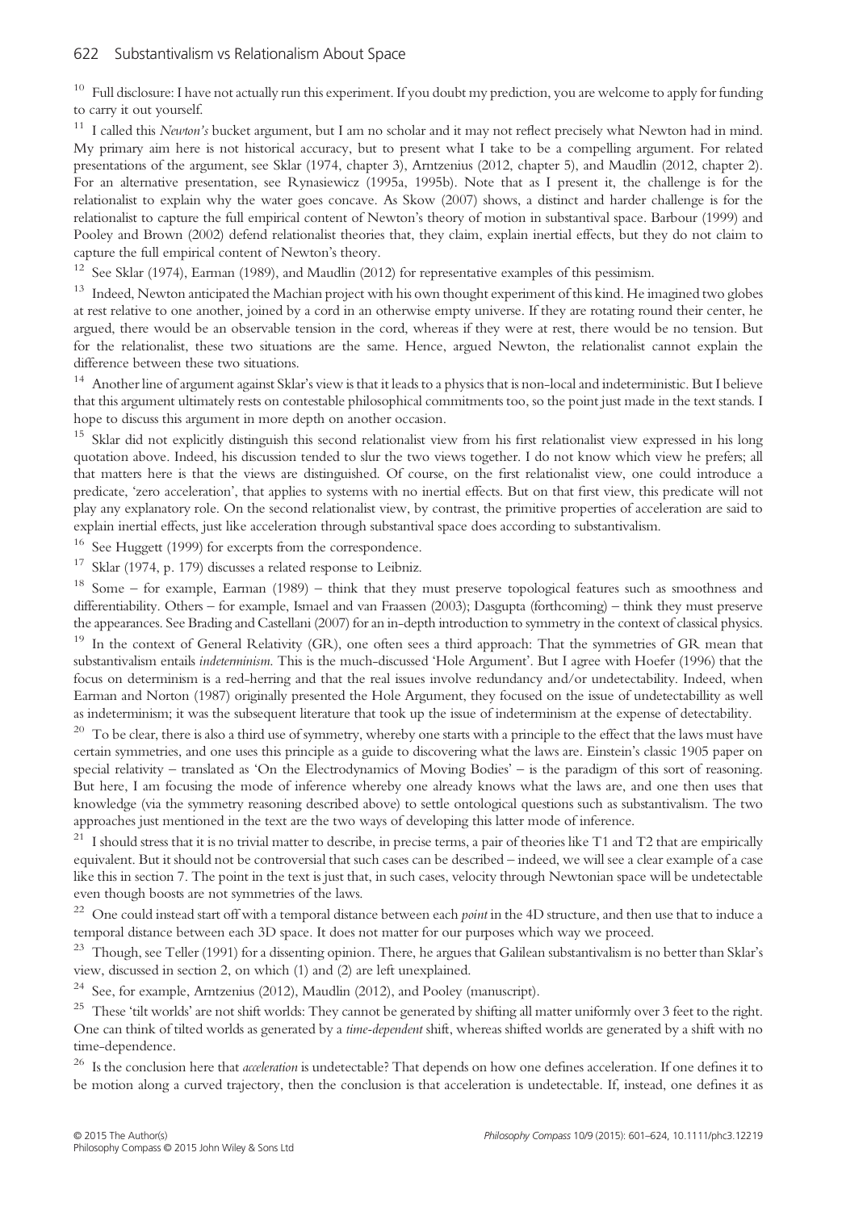[10] Full disclosure: I have not actually run this experiment. If you doubt my prediction, you are welcome to apply for funding to carry it out yourself.

[11] I called this *Newton's* bucket argument, but I am no scholar and it may not reflect precisely what Newton had in mind. My primary aim here is not historical accuracy, but to present what I take to be a compelling argument. For related presentations of the argument, see Sklar (1974, chapter 3), Arntzenius (2012, chapter 5), and Maudlin (2012, chapter 2). For an alternative presentation, see Rynasiewicz (1995a, 1995b). Note that as I present it, the challenge is for the relationalist to explain why the water goes concave. As Skow (2007) shows, a distinct and harder challenge is for the relationalist to capture the full empirical content of Newton's theory of motion in substantival space. Barbour (1999) and Pooley and Brown (2002) defend relationalist theories that, they claim, explain inertial effects, but they do not claim to capture the full empirical content of Newton's theory.

[12] See Sklar (1974), Earman (1989), and Maudlin (2012) for representative examples of this pessimism.

[13] Indeed, Newton anticipated the Machian project with his own thought experiment of this kind. He imagined two globes at rest relative to one another, joined by a cord in an otherwise empty universe. If they are rotating round their center, he argued, there would be an observable tension in the cord, whereas if they were at rest, there would be no tension. But for the relationalist, these two situations are the same. Hence, argued Newton, the relationalist cannot explain the difference between these two situations.

[14] Another line of argument against Sklar's view is that it leads to a physics that is non-local and indeterministic. But I believe that this argument ultimately rests on contestable philosophical commitments too, so the point just made in the text stands. I hope to discuss this argument in more depth on another occasion.

[15] Sklar did not explicitly distinguish this second relationalist view from his first relationalist view expressed in his long quotation above. Indeed, his discussion tended to slur the two views together. I do not know which view he prefers; all that matters here is that the views are distinguished. Of course, on the first relationalist view, one could introduce a predicate, 'zero acceleration', that applies to systems with no inertial effects. But on that first view, this predicate will not play any explanatory role. On the second relationalist view, by contrast, the primitive properties of acceleration are said to explain inertial effects, just like acceleration through substantival space does according to substantivalism.

[16] See Huggett (1999) for excerpts from the correspondence.

[17] Sklar (1974, p. 179) discusses a related response to Leibniz.

[18] Some – for example, Earman (1989) – think that they must preserve topological features such as smoothness and differentiability. Others – for example, Ismael and van Fraassen (2003); Dasgupta (forthcoming) – think they must preserve the appearances. See Brading and Castellani (2007) for an in-depth introduction to symmetry in the context of classical physics.

[19] In the context of General Relativity (GR), one often sees a third approach: That the symmetries of GR mean that substantivalism entails *indeterminism*. This is the much-discussed 'Hole Argument'. But I agree with Hoefer (1996) that the focus on determinism is a red-herring and that the real issues involve redundancy and/or undetectability. Indeed, when Earman and Norton (1987) originally presented the Hole Argument, they focused on the issue of undetectabillity as well as indeterminism; it was the subsequent literature that took up the issue of indeterminism at the expense of detectability.

[20] To be clear, there is also a third use of symmetry, whereby one starts with a principle to the effect that the laws must have certain symmetries, and one uses this principle as a guide to discovering what the laws are. Einstein's classic 1905 paper on special relativity – translated as 'On the Electrodynamics of Moving Bodies' – is the paradigm of this sort of reasoning. But here, I am focusing the mode of inference whereby one already knows what the laws are, and one then uses that knowledge (via the symmetry reasoning described above) to settle ontological questions such as substantivalism. The two approaches just mentioned in the text are the two ways of developing this latter mode of inference.

[21] I should stress that it is no trivial matter to describe, in precise terms, a pair of theories like T1 and T2 that are empirically equivalent. But it should not be controversial that such cases can be described – indeed, we will see a clear example of a case like this in section 7. The point in the text is just that, in such cases, velocity through Newtonian space will be undetectable even though boosts are not symmetries of the laws.

[22] One could instead start off with a temporal distance between each *point* in the 4D structure, and then use that to induce a temporal distance between each 3D space. It does not matter for our purposes which way we proceed.

[23] Though, see Teller (1991) for a dissenting opinion. There, he argues that Galilean substantivalism is no better than Sklar's view, discussed in section 2, on which (1) and (2) are left unexplained.

[24] See, for example, Arntzenius (2012), Maudlin (2012), and Pooley (manuscript).

[25] These 'tilt worlds' are not shift worlds: They cannot be generated by shifting all matter uniformly over 3 feet to the right. One can think of tilted worlds as generated by a *time-dependent* shift, whereas shifted worlds are generated by a shift with no time-dependence.

[26] Is the conclusion here that *acceleration* is undetectable? That depends on how one defines acceleration. If one defines it to be motion along a curved trajectory, then the conclusion is that acceleration is undetectable. If, instead, one defines it as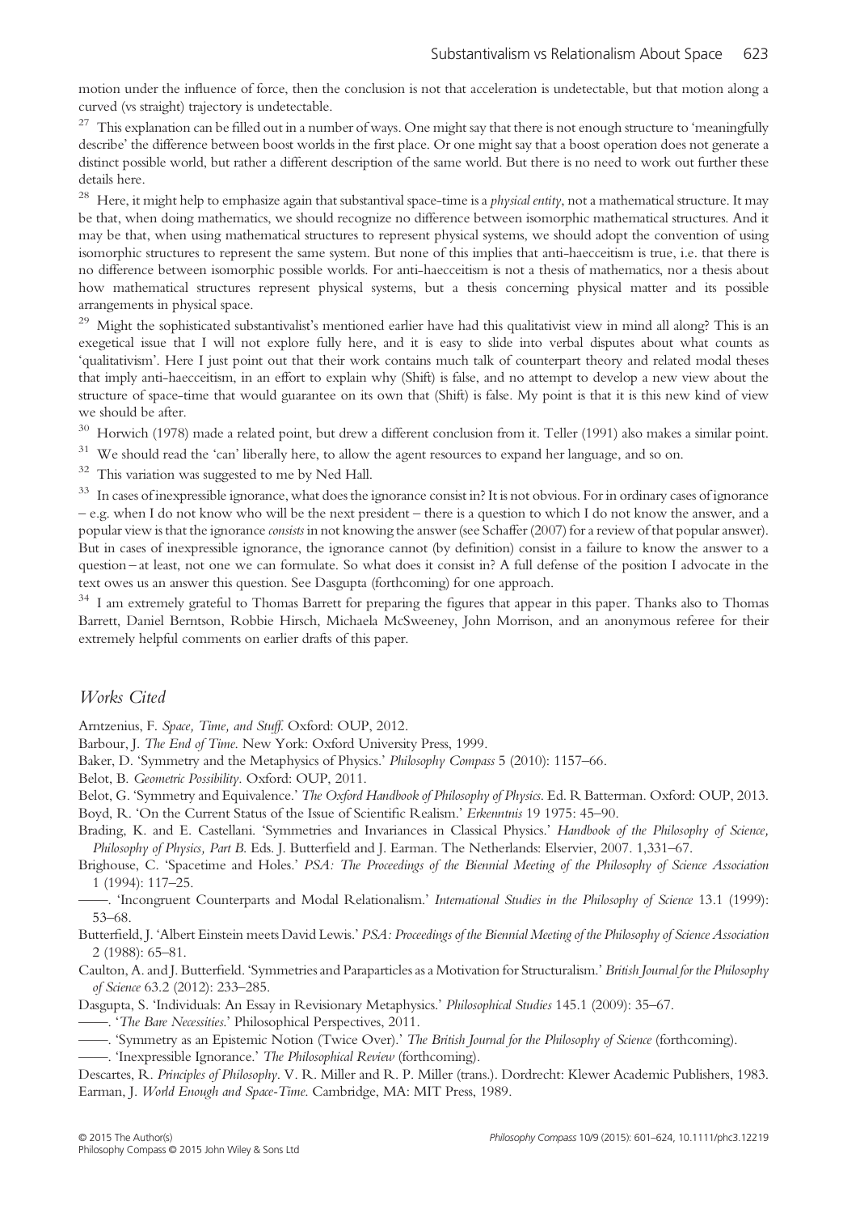motion under the influence of force, then the conclusion is not that acceleration is undetectable, but that motion along a curved (vs straight) trajectory is undetectable.

[27] This explanation can be filled out in a number of ways. One might say that there is not enough structure to 'meaningfully describe' the difference between boost worlds in the first place. Or one might say that a boost operation does not generate a distinct possible world, but rather a different description of the same world. But there is no need to work out further these details here.

[28] Here, it might help to emphasize again that substantival space-time is a *physical entity*, not a mathematical structure. It may be that, when doing mathematics, we should recognize no difference between isomorphic mathematical structures. And it may be that, when using mathematical structures to represent physical systems, we should adopt the convention of using isomorphic structures to represent the same system. But none of this implies that anti-haecceitism is true, i.e. that there is no difference between isomorphic possible worlds. For anti-haecceitism is not a thesis of mathematics, nor a thesis about how mathematical structures represent physical systems, but a thesis concerning physical matter and its possible arrangements in physical space.

[29] Might the sophisticated substantivalist's mentioned earlier have had this qualitativist view in mind all along? This is an exegetical issue that I will not explore fully here, and it is easy to slide into verbal disputes about what counts as 'qualitativism'. Here I just point out that their work contains much talk of counterpart theory and related modal theses that imply anti-haecceitism, in an effort to explain why (Shift) is false, and no attempt to develop a new view about the structure of space-time that would guarantee on its own that (Shift) is false. My point is that it is this new kind of view we should be after.

[30] Horwich (1978) made a related point, but drew a different conclusion from it. Teller (1991) also makes a similar point.

[31] We should read the 'can' liberally here, to allow the agent resources to expand her language, and so on.

[32] This variation was suggested to me by Ned Hall.

[33] In cases of inexpressible ignorance, what does the ignorance consist in? It is not obvious. For in ordinary cases of ignorance – e.g. when I do not know who will be the next president – there is a question to which I do not know the answer, and a popular view is that the ignorance *consists* in not knowing the answer (see Schaffer (2007) for a review of that popular answer). But in cases of inexpressible ignorance, the ignorance cannot (by definition) consist in a failure to know the answer to a question – at least, not one we can formulate. So what does it consist in? A full defense of the position I advocate in the text owes us an answer this question. See Dasgupta (forthcoming) for one approach.

[34] I am extremely grateful to Thomas Barrett for preparing the figures that appear in this paper. Thanks also to Thomas Barrett, Daniel Berntson, Robbie Hirsch, Michaela McSweeney, John Morrison, and an anonymous referee for their extremely helpful comments on earlier drafts of this paper.

## *Works Cited*

Arntzenius, F. *Space, Time, and Stuff*. Oxford: OUP, 2012.

Barbour, J. *The End of Time*. New York: Oxford University Press, 1999.

Baker, D. 'Symmetry and the Metaphysics of Physics.' *Philosophy Compass* 5 (2010): 1157–66.

Belot, B. *Geometric Possibility*. Oxford: OUP, 2011.

Belot, G. 'Symmetry and Equivalence.' *The Oxford Handbook of Philosophy of Physics*. Ed. R Batterman. Oxford: OUP, 2013.

Boyd, R. 'On the Current Status of the Issue of Scientific Realism.' *Erkenntnis* 19 1975: 45–90.

Brading, K. and E. Castellani. 'Symmetries and Invariances in Classical Physics.' *Handbook of the Philosophy of Science, Philosophy of Physics, Part B*. Eds. J. Butterfield and J. Earman. The Netherlands: Elservier, 2007. 1,331–67.

Brighouse, C. 'Spacetime and Holes.' *PSA: The Proceedings of the Biennial Meeting of the Philosophy of Science Association* 1 (1994): 117–25.

——. 'Incongruent Counterparts and Modal Relationalism.' *International Studies in the Philosophy of Science* 13.1 (1999): 53–68.

Butterfield, J. 'Albert Einstein meets David Lewis.' *PSA: Proceedings of the Biennial Meeting of the Philosophy of Science Association* 2 (1988): 65–81.

Caulton, A. and J. Butterfield. 'Symmetries and Paraparticles as a Motivation for Structuralism.' *British Journal for the Philosophy of Science* 63.2 (2012): 233–285.

Dasgupta, S. 'Individuals: An Essay in Revisionary Metaphysics.' *Philosophical Studies* 145.1 (2009): 35–67.

——. '*The Bare Necessities*.' Philosophical Perspectives, 2011.

——. 'Symmetry as an Epistemic Notion (Twice Over).' *The British Journal for the Philosophy of Science* (forthcoming).

——. 'Inexpressible Ignorance.' *The Philosophical Review* (forthcoming).

Descartes, R. *Principles of Philosophy*. V. R. Miller and R. P. Miller (trans.). Dordrecht: Klewer Academic Publishers, 1983.

Earman, J. *World Enough and Space-Time*. Cambridge, MA: MIT Press, 1989.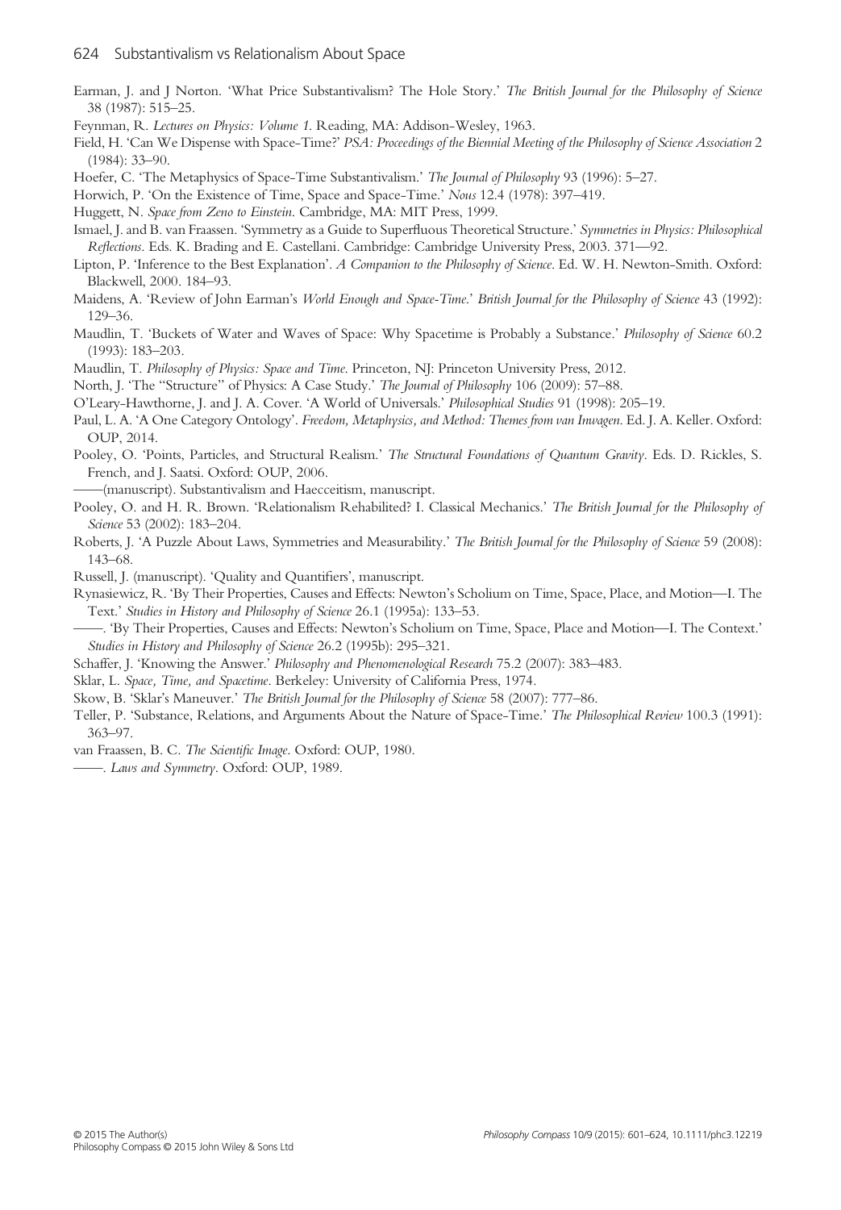Earman, J. and J Norton. 'What Price Substantivalism? The Hole Story.' *The British Journal for the Philosophy of Science* 38 (1987): 515–25.

Feynman, R. *Lectures on Physics: Volume 1*. Reading, MA: Addison-Wesley, 1963.

Field, H. 'Can We Dispense with Space-Time?' *PSA: Proceedings of the Biennial Meeting of the Philosophy of Science Association* 2 (1984): 33–90.

Hoefer, C. 'The Metaphysics of Space-Time Substantivalism.' *The Journal of Philosophy* 93 (1996): 5–27.

Horwich, P. 'On the Existence of Time, Space and Space-Time.' *Nous* 12.4 (1978): 397–419.

Huggett, N. *Space from Zeno to Einstein*. Cambridge, MA: MIT Press, 1999.

Ismael, J. and B. van Fraassen. 'Symmetry as a Guide to Superfluous Theoretical Structure.' *Symmetries in Physics: Philosophical Reflections*. Eds. K. Brading and E. Castellani. Cambridge: Cambridge University Press, 2003. 371—92.

Lipton, P. 'Inference to the Best Explanation'. *A Companion to the Philosophy of Science*. Ed. W. H. Newton-Smith. Oxford: Blackwell, 2000. 184–93.

Maidens, A. 'Review of John Earman's *World Enough and Space-Time*.' *British Journal for the Philosophy of Science* 43 (1992): 129–36.

Maudlin, T. 'Buckets of Water and Waves of Space: Why Spacetime is Probably a Substance.' *Philosophy of Science* 60.2 (1993): 183–203.

Maudlin, T. *Philosophy of Physics: Space and Time*. Princeton, NJ: Princeton University Press, 2012.

North, J. 'The "Structure" of Physics: A Case Study.' *The Journal of Philosophy* 106 (2009): 57–88.

O'Leary-Hawthorne, J. and J. A. Cover. 'A World of Universals.' *Philosophical Studies* 91 (1998): 205–19.

Paul, L. A. 'A One Category Ontology'. *Freedom, Metaphysics, and Method: Themes from van Inwagen*. Ed. J. A. Keller. Oxford: OUP, 2014.

Pooley, O. 'Points, Particles, and Structural Realism.' *The Structural Foundations of Quantum Gravity*. Eds. D. Rickles, S. French, and J. Saatsi. Oxford: OUP, 2006.

——(manuscript). Substantivalism and Haecceitism, manuscript.

Pooley, O. and H. R. Brown. 'Relationalism Rehabilited? I. Classical Mechanics.' *The British Journal for the Philosophy of Science* 53 (2002): 183–204.

Roberts, J. 'A Puzzle About Laws, Symmetries and Measurability.' *The British Journal for the Philosophy of Science* 59 (2008): 143–68.

Russell, J. (manuscript). 'Quality and Quantifiers', manuscript.

Rynasiewicz, R. 'By Their Properties, Causes and Effects: Newton's Scholium on Time, Space, Place, and Motion—I. The Text.' *Studies in History and Philosophy of Science* 26.1 (1995a): 133–53.

——. 'By Their Properties, Causes and Effects: Newton's Scholium on Time, Space, Place and Motion—I. The Context.' *Studies in History and Philosophy of Science* 26.2 (1995b): 295–321.

Schaffer, J. 'Knowing the Answer.' *Philosophy and Phenomenological Research* 75.2 (2007): 383–483.

Sklar, L. *Space, Time, and Spacetime*. Berkeley: University of California Press, 1974.

Skow, B. 'Sklar's Maneuver.' *The British Journal for the Philosophy of Science* 58 (2007): 777–86.

Teller, P. 'Substance, Relations, and Arguments About the Nature of Space-Time.' *The Philosophical Review* 100.3 (1991): 363–97.

van Fraassen, B. C. *The Scientific Image*. Oxford: OUP, 1980.

——. *Laws and Symmetry*. Oxford: OUP, 1989.